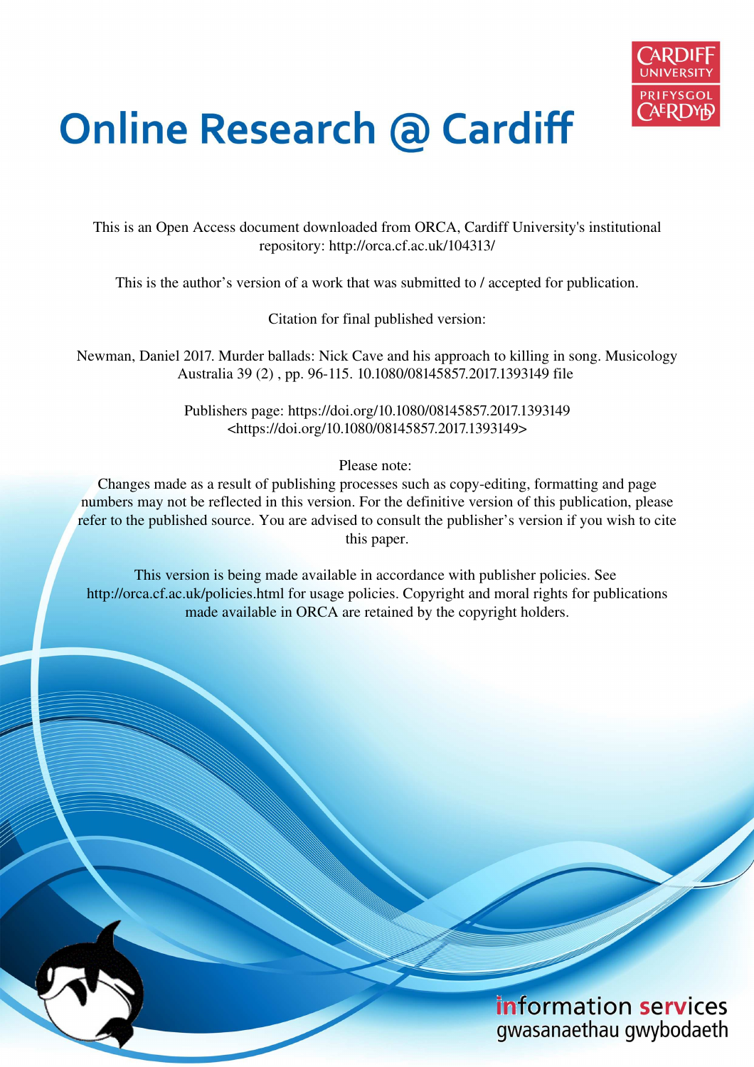# Online Research @ Cardiff

This is an Open Access document downloaded from ORCA, Cardiff University's institutional repository: http://orca.cf.ac.uk/104313/

This is the author's version of a work that was submitted to / accepted for publication.

Citation for final published version:

Newman, Daniel 2017. Murder ballads: Nick Cave and his approach to killing in song. Musicology Australia 39 (2) , pp. 96-115. 10.1080/08145857.2017.1393149 file

Publishers page: https://doi.org/10.1080/08145857.2017.1393149 <https://doi.org/10.1080/08145857.2017.1393149>

Please note:
Changes made as a result of publishing processes such as copy-editing, formatting and page numbers may not be reflected in this version. For the definitive version of this publication, please refer to the published source. You are advised to consult the publisher's version if you wish to cite this paper.

This version is being made available in accordance with publisher policies. See http://orca.cf.ac.uk/policies.html for usage policies. Copyright and moral rights for publications made available in ORCA are retained by the copyright holders.

information services
gwasanaethau gwybodaeth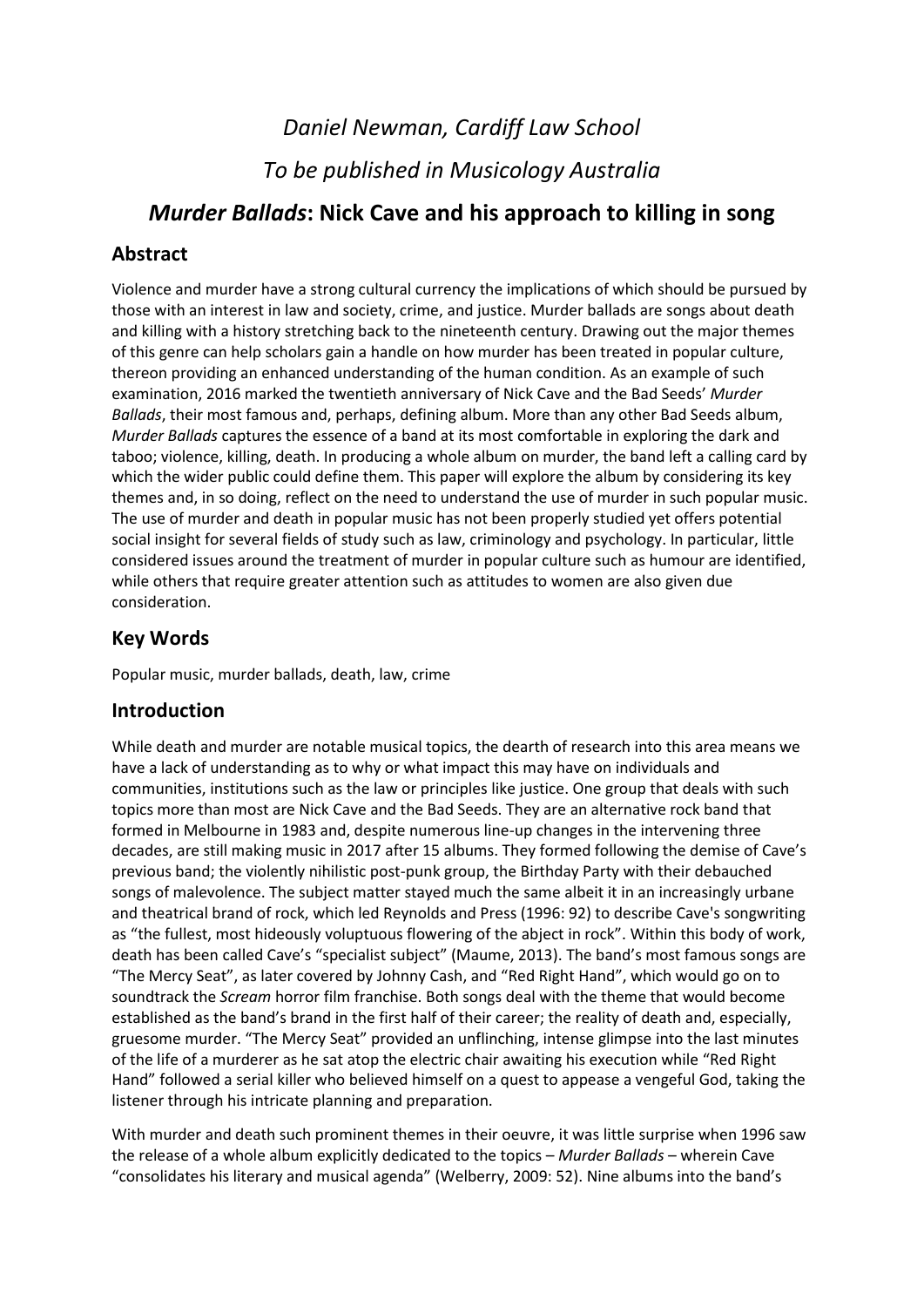*Daniel Newman, Cardiff Law School*

*To be published in Musicology Australia*

# *Murder Ballads*: Nick Cave and his approach to killing in song

## Abstract

Violence and murder have a strong cultural currency the implications of which should be pursued by those with an interest in law and society, crime, and justice. Murder ballads are songs about death and killing with a history stretching back to the nineteenth century. Drawing out the major themes of this genre can help scholars gain a handle on how murder has been treated in popular culture, thereon providing an enhanced understanding of the human condition. As an example of such examination, 2016 marked the twentieth anniversary of Nick Cave and the Bad Seeds' *Murder Ballads*, their most famous and, perhaps, defining album. More than any other Bad Seeds album, *Murder Ballads* captures the essence of a band at its most comfortable in exploring the dark and taboo; violence, killing, death. In producing a whole album on murder, the band left a calling card by which the wider public could define them. This paper will explore the album by considering its key themes and, in so doing, reflect on the need to understand the use of murder in such popular music. The use of murder and death in popular music has not been properly studied yet offers potential social insight for several fields of study such as law, criminology and psychology. In particular, little considered issues around the treatment of murder in popular culture such as humour are identified, while others that require greater attention such as attitudes to women are also given due consideration.

## Key Words

Popular music, murder ballads, death, law, crime

## Introduction

While death and murder are notable musical topics, the dearth of research into this area means we have a lack of understanding as to why or what impact this may have on individuals and communities, institutions such as the law or principles like justice. One group that deals with such topics more than most are Nick Cave and the Bad Seeds. They are an alternative rock band that formed in Melbourne in 1983 and, despite numerous line-up changes in the intervening three decades, are still making music in 2017 after 15 albums. They formed following the demise of Cave's previous band; the violently nihilistic post-punk group, the Birthday Party with their debauched songs of malevolence. The subject matter stayed much the same albeit it in an increasingly urbane and theatrical brand of rock, which led Reynolds and Press (1996: 92) to describe Cave's songwriting as "the fullest, most hideously voluptuous flowering of the abject in rock". Within this body of work, death has been called Cave's "specialist subject" (Maume, 2013). The band's most famous songs are "The Mercy Seat", as later covered by Johnny Cash, and "Red Right Hand", which would go on to soundtrack the *Scream* horror film franchise. Both songs deal with the theme that would become established as the band's brand in the first half of their career; the reality of death and, especially, gruesome murder. "The Mercy Seat" provided an unflinching, intense glimpse into the last minutes of the life of a murderer as he sat atop the electric chair awaiting his execution while "Red Right Hand" followed a serial killer who believed himself on a quest to appease a vengeful God, taking the listener through his intricate planning and preparation.

With murder and death such prominent themes in their oeuvre, it was little surprise when 1996 saw the release of a whole album explicitly dedicated to the topics – *Murder Ballads* – wherein Cave "consolidates his literary and musical agenda" (Welberry, 2009: 52). Nine albums into the band's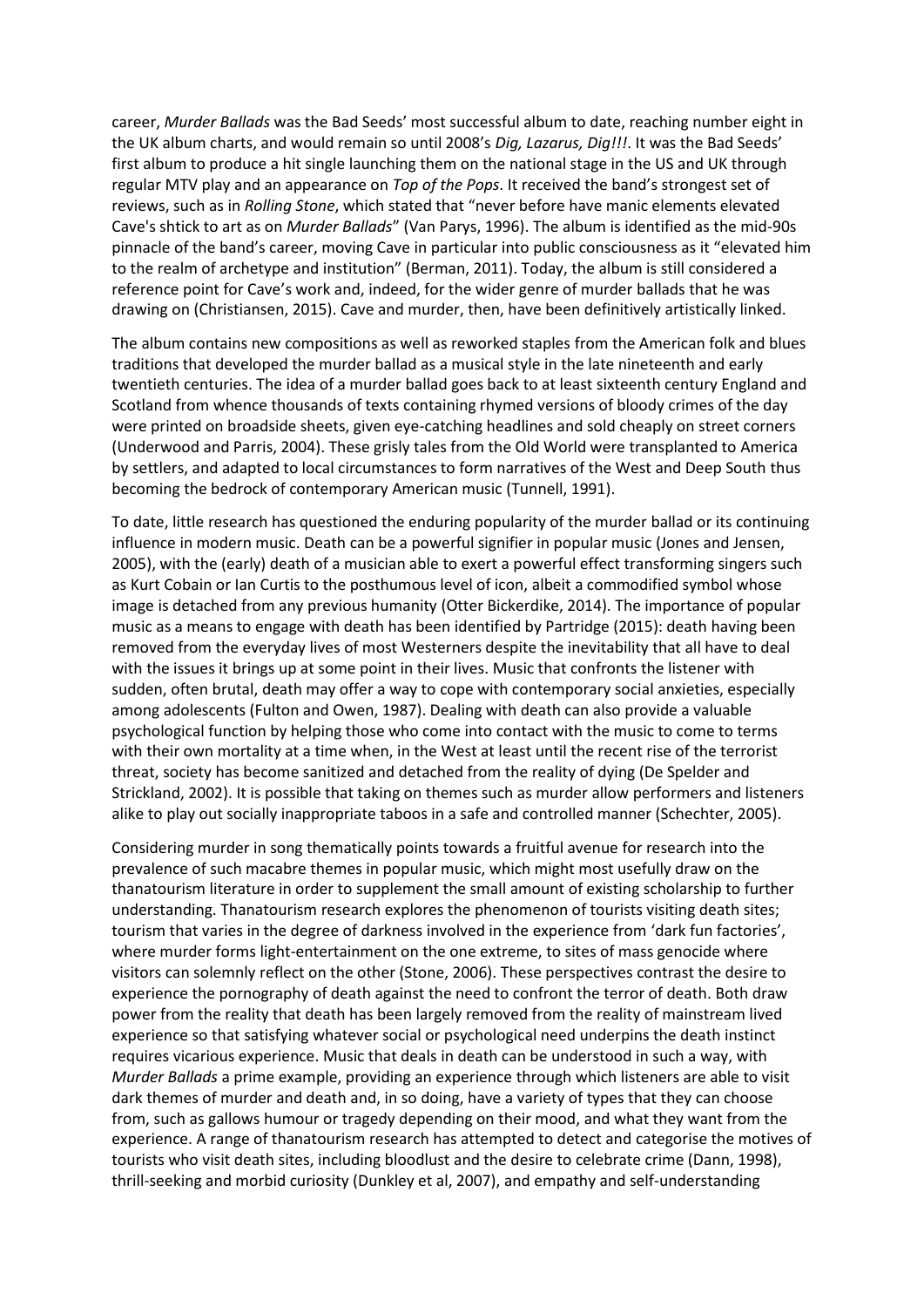career, *Murder Ballads* was the Bad Seeds' most successful album to date, reaching number eight in the UK album charts, and would remain so until 2008's *Dig, Lazarus, Dig!!!*. It was the Bad Seeds' first album to produce a hit single launching them on the national stage in the US and UK through regular MTV play and an appearance on *Top of the Pops*. It received the band's strongest set of reviews, such as in *Rolling Stone*, which stated that "never before have manic elements elevated Cave's shtick to art as on *Murder Ballads*" (Van Parys, 1996). The album is identified as the mid-90s pinnacle of the band's career, moving Cave in particular into public consciousness as it "elevated him to the realm of archetype and institution" (Berman, 2011). Today, the album is still considered a reference point for Cave's work and, indeed, for the wider genre of murder ballads that he was drawing on (Christiansen, 2015). Cave and murder, then, have been definitively artistically linked.

The album contains new compositions as well as reworked staples from the American folk and blues traditions that developed the murder ballad as a musical style in the late nineteenth and early twentieth centuries. The idea of a murder ballad goes back to at least sixteenth century England and Scotland from whence thousands of texts containing rhymed versions of bloody crimes of the day were printed on broadside sheets, given eye-catching headlines and sold cheaply on street corners (Underwood and Parris, 2004). These grisly tales from the Old World were transplanted to America by settlers, and adapted to local circumstances to form narratives of the West and Deep South thus becoming the bedrock of contemporary American music (Tunnell, 1991).

To date, little research has questioned the enduring popularity of the murder ballad or its continuing influence in modern music. Death can be a powerful signifier in popular music (Jones and Jensen, 2005), with the (early) death of a musician able to exert a powerful effect transforming singers such as Kurt Cobain or Ian Curtis to the posthumous level of icon, albeit a commodified symbol whose image is detached from any previous humanity (Otter Bickerdike, 2014). The importance of popular music as a means to engage with death has been identified by Partridge (2015): death having been removed from the everyday lives of most Westerners despite the inevitability that all have to deal with the issues it brings up at some point in their lives. Music that confronts the listener with sudden, often brutal, death may offer a way to cope with contemporary social anxieties, especially among adolescents (Fulton and Owen, 1987). Dealing with death can also provide a valuable psychological function by helping those who come into contact with the music to come to terms with their own mortality at a time when, in the West at least until the recent rise of the terrorist threat, society has become sanitized and detached from the reality of dying (De Spelder and Strickland, 2002). It is possible that taking on themes such as murder allow performers and listeners alike to play out socially inappropriate taboos in a safe and controlled manner (Schechter, 2005).

Considering murder in song thematically points towards a fruitful avenue for research into the prevalence of such macabre themes in popular music, which might most usefully draw on the thanatourism literature in order to supplement the small amount of existing scholarship to further understanding. Thanatourism research explores the phenomenon of tourists visiting death sites; tourism that varies in the degree of darkness involved in the experience from 'dark fun factories', where murder forms light-entertainment on the one extreme, to sites of mass genocide where visitors can solemnly reflect on the other (Stone, 2006). These perspectives contrast the desire to experience the pornography of death against the need to confront the terror of death. Both draw power from the reality that death has been largely removed from the reality of mainstream lived experience so that satisfying whatever social or psychological need underpins the death instinct requires vicarious experience. Music that deals in death can be understood in such a way, with *Murder Ballads* a prime example, providing an experience through which listeners are able to visit dark themes of murder and death and, in so doing, have a variety of types that they can choose from, such as gallows humour or tragedy depending on their mood, and what they want from the experience. A range of thanatourism research has attempted to detect and categorise the motives of tourists who visit death sites, including bloodlust and the desire to celebrate crime (Dann, 1998), thrill-seeking and morbid curiosity (Dunkley et al, 2007), and empathy and self-understanding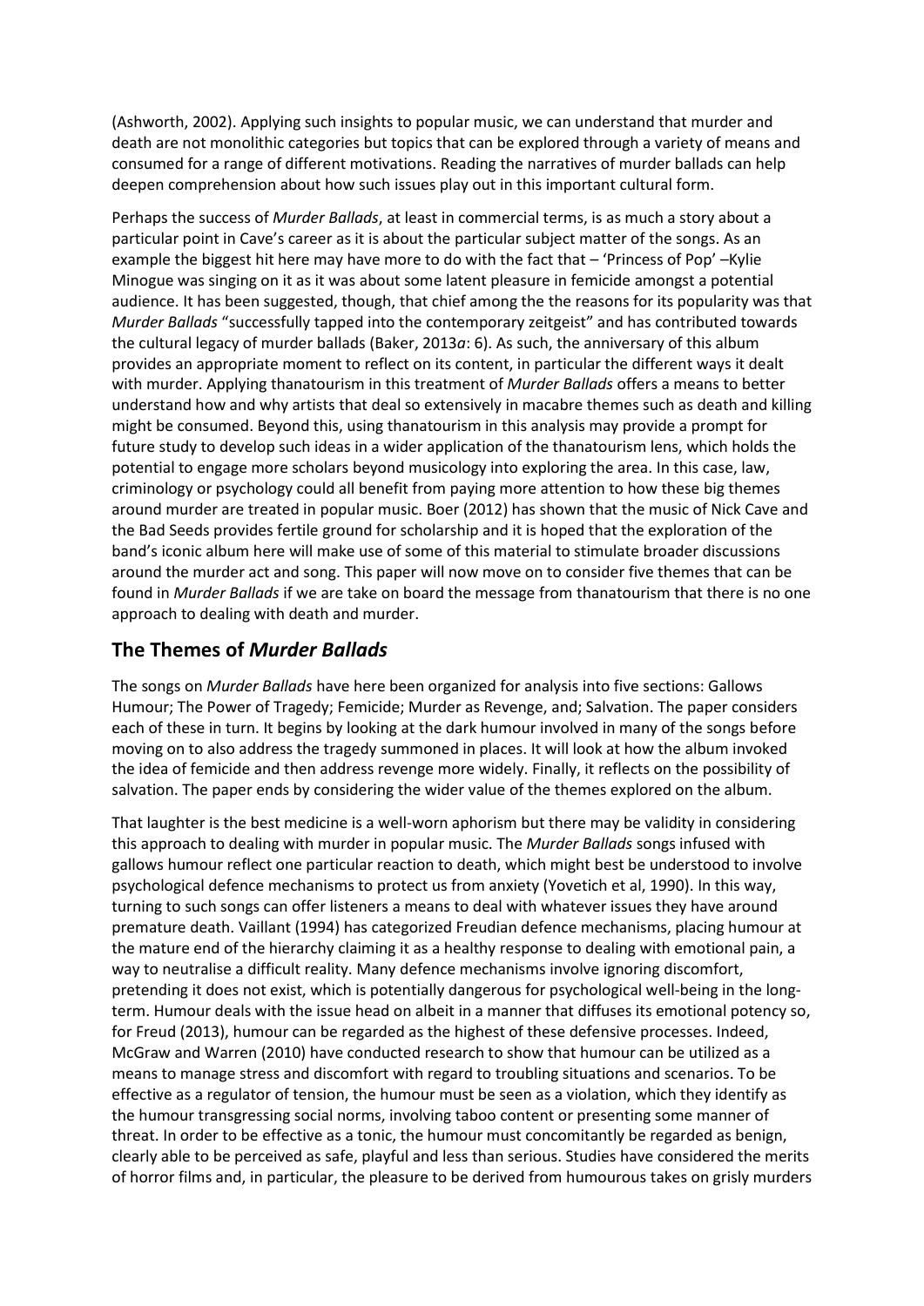(Ashworth, 2002). Applying such insights to popular music, we can understand that murder and death are not monolithic categories but topics that can be explored through a variety of means and consumed for a range of different motivations. Reading the narratives of murder ballads can help deepen comprehension about how such issues play out in this important cultural form.

Perhaps the success of *Murder Ballads*, at least in commercial terms, is as much a story about a particular point in Cave's career as it is about the particular subject matter of the songs. As an example the biggest hit here may have more to do with the fact that – 'Princess of Pop' –Kylie Minogue was singing on it as it was about some latent pleasure in femicide amongst a potential audience. It has been suggested, though, that chief among the the reasons for its popularity was that *Murder Ballads* "successfully tapped into the contemporary zeitgeist" and has contributed towards the cultural legacy of murder ballads (Baker, 2013*a*: 6). As such, the anniversary of this album provides an appropriate moment to reflect on its content, in particular the different ways it dealt with murder. Applying thanatourism in this treatment of *Murder Ballads* offers a means to better understand how and why artists that deal so extensively in macabre themes such as death and killing might be consumed. Beyond this, using thanatourism in this analysis may provide a prompt for future study to develop such ideas in a wider application of the thanatourism lens, which holds the potential to engage more scholars beyond musicology into exploring the area. In this case, law, criminology or psychology could all benefit from paying more attention to how these big themes around murder are treated in popular music. Boer (2012) has shown that the music of Nick Cave and the Bad Seeds provides fertile ground for scholarship and it is hoped that the exploration of the band's iconic album here will make use of some of this material to stimulate broader discussions around the murder act and song. This paper will now move on to consider five themes that can be found in *Murder Ballads* if we are take on board the message from thanatourism that there is no one approach to dealing with death and murder.

## The Themes of *Murder Ballads*

The songs on *Murder Ballads* have here been organized for analysis into five sections: Gallows Humour; The Power of Tragedy; Femicide; Murder as Revenge, and; Salvation. The paper considers each of these in turn. It begins by looking at the dark humour involved in many of the songs before moving on to also address the tragedy summoned in places. It will look at how the album invoked the idea of femicide and then address revenge more widely. Finally, it reflects on the possibility of salvation. The paper ends by considering the wider value of the themes explored on the album.

That laughter is the best medicine is a well-worn aphorism but there may be validity in considering this approach to dealing with murder in popular music. The *Murder Ballads* songs infused with gallows humour reflect one particular reaction to death, which might best be understood to involve psychological defence mechanisms to protect us from anxiety (Yovetich et al, 1990). In this way, turning to such songs can offer listeners a means to deal with whatever issues they have around premature death. Vaillant (1994) has categorized Freudian defence mechanisms, placing humour at the mature end of the hierarchy claiming it as a healthy response to dealing with emotional pain, a way to neutralise a difficult reality. Many defence mechanisms involve ignoring discomfort, pretending it does not exist, which is potentially dangerous for psychological well-being in the long-term. Humour deals with the issue head on albeit in a manner that diffuses its emotional potency so, for Freud (2013), humour can be regarded as the highest of these defensive processes. Indeed, McGraw and Warren (2010) have conducted research to show that humour can be utilized as a means to manage stress and discomfort with regard to troubling situations and scenarios. To be effective as a regulator of tension, the humour must be seen as a violation, which they identify as the humour transgressing social norms, involving taboo content or presenting some manner of threat. In order to be effective as a tonic, the humour must concomitantly be regarded as benign, clearly able to be perceived as safe, playful and less than serious. Studies have considered the merits of horror films and, in particular, the pleasure to be derived from humourous takes on grisly murders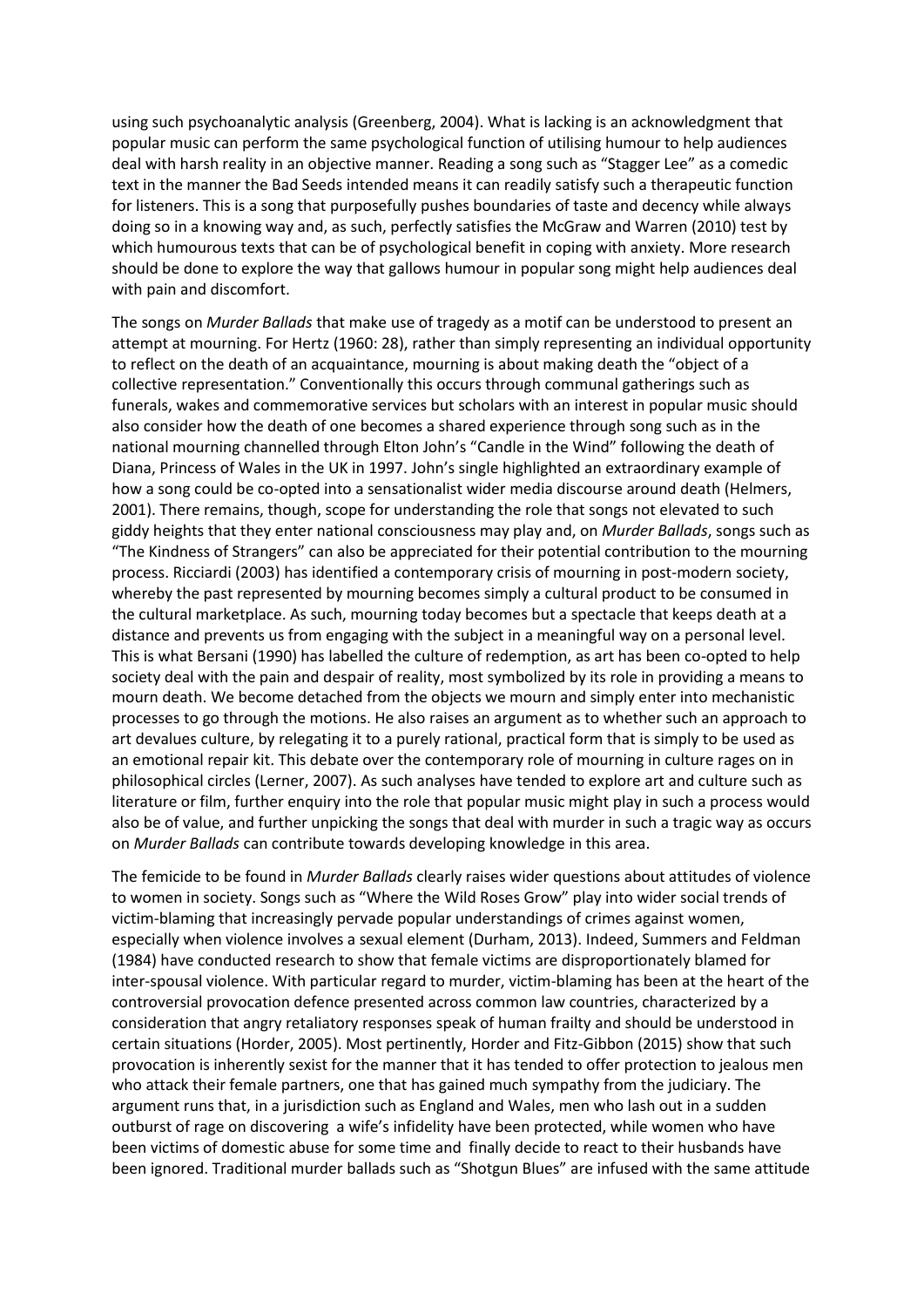using such psychoanalytic analysis (Greenberg, 2004). What is lacking is an acknowledgment that popular music can perform the same psychological function of utilising humour to help audiences deal with harsh reality in an objective manner. Reading a song such as "Stagger Lee" as a comedic text in the manner the Bad Seeds intended means it can readily satisfy such a therapeutic function for listeners. This is a song that purposefully pushes boundaries of taste and decency while always doing so in a knowing way and, as such, perfectly satisfies the McGraw and Warren (2010) test by which humourous texts that can be of psychological benefit in coping with anxiety. More research should be done to explore the way that gallows humour in popular song might help audiences deal with pain and discomfort.

The songs on *Murder Ballads* that make use of tragedy as a motif can be understood to present an attempt at mourning. For Hertz (1960: 28), rather than simply representing an individual opportunity to reflect on the death of an acquaintance, mourning is about making death the "object of a collective representation." Conventionally this occurs through communal gatherings such as funerals, wakes and commemorative services but scholars with an interest in popular music should also consider how the death of one becomes a shared experience through song such as in the national mourning channelled through Elton John's "Candle in the Wind" following the death of Diana, Princess of Wales in the UK in 1997. John's single highlighted an extraordinary example of how a song could be co-opted into a sensationalist wider media discourse around death (Helmers, 2001). There remains, though, scope for understanding the role that songs not elevated to such giddy heights that they enter national consciousness may play and, on *Murder Ballads*, songs such as "The Kindness of Strangers" can also be appreciated for their potential contribution to the mourning process. Ricciardi (2003) has identified a contemporary crisis of mourning in post-modern society, whereby the past represented by mourning becomes simply a cultural product to be consumed in the cultural marketplace. As such, mourning today becomes but a spectacle that keeps death at a distance and prevents us from engaging with the subject in a meaningful way on a personal level. This is what Bersani (1990) has labelled the culture of redemption, as art has been co-opted to help society deal with the pain and despair of reality, most symbolized by its role in providing a means to mourn death. We become detached from the objects we mourn and simply enter into mechanistic processes to go through the motions. He also raises an argument as to whether such an approach to art devalues culture, by relegating it to a purely rational, practical form that is simply to be used as an emotional repair kit. This debate over the contemporary role of mourning in culture rages on in philosophical circles (Lerner, 2007). As such analyses have tended to explore art and culture such as literature or film, further enquiry into the role that popular music might play in such a process would also be of value, and further unpicking the songs that deal with murder in such a tragic way as occurs on *Murder Ballads* can contribute towards developing knowledge in this area.

The femicide to be found in *Murder Ballads* clearly raises wider questions about attitudes of violence to women in society. Songs such as "Where the Wild Roses Grow" play into wider social trends of victim-blaming that increasingly pervade popular understandings of crimes against women, especially when violence involves a sexual element (Durham, 2013). Indeed, Summers and Feldman (1984) have conducted research to show that female victims are disproportionately blamed for inter-spousal violence. With particular regard to murder, victim-blaming has been at the heart of the controversial provocation defence presented across common law countries, characterized by a consideration that angry retaliatory responses speak of human frailty and should be understood in certain situations (Horder, 2005). Most pertinently, Horder and Fitz-Gibbon (2015) show that such provocation is inherently sexist for the manner that it has tended to offer protection to jealous men who attack their female partners, one that has gained much sympathy from the judiciary. The argument runs that, in a jurisdiction such as England and Wales, men who lash out in a sudden outburst of rage on discovering a wife's infidelity have been protected, while women who have been victims of domestic abuse for some time and finally decide to react to their husbands have been ignored. Traditional murder ballads such as "Shotgun Blues" are infused with the same attitude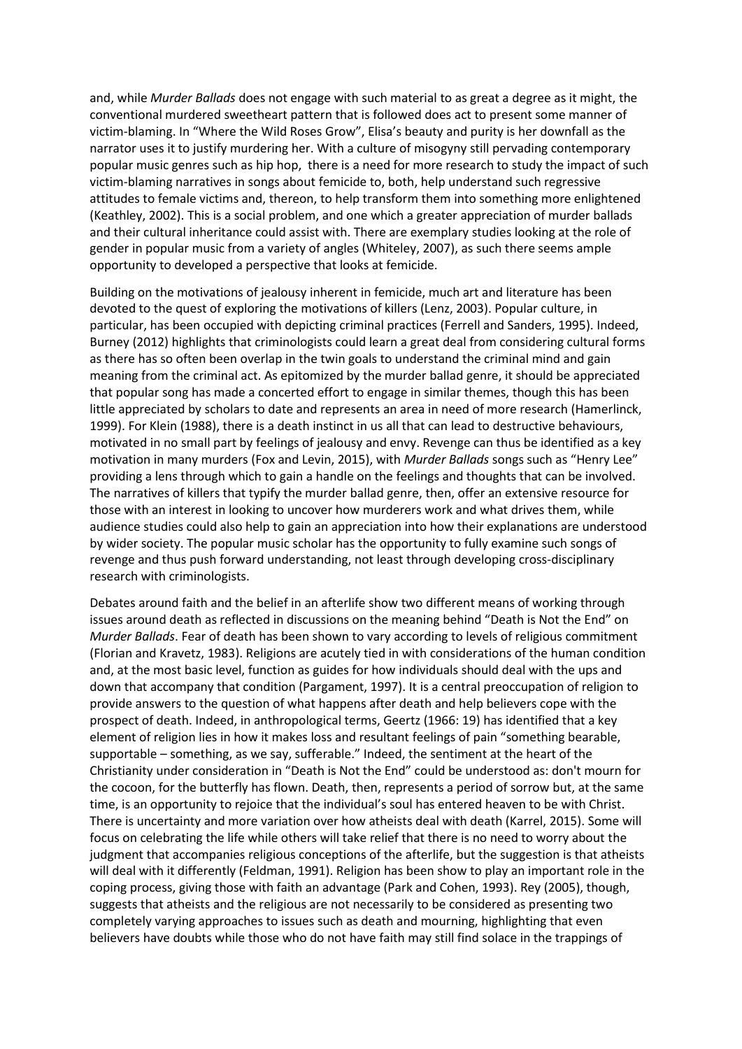and, while *Murder Ballads* does not engage with such material to as great a degree as it might, the conventional murdered sweetheart pattern that is followed does act to present some manner of victim-blaming. In "Where the Wild Roses Grow", Elisa's beauty and purity is her downfall as the narrator uses it to justify murdering her. With a culture of misogyny still pervading contemporary popular music genres such as hip hop, there is a need for more research to study the impact of such victim-blaming narratives in songs about femicide to, both, help understand such regressive attitudes to female victims and, thereon, to help transform them into something more enlightened (Keathley, 2002). This is a social problem, and one which a greater appreciation of murder ballads and their cultural inheritance could assist with. There are exemplary studies looking at the role of gender in popular music from a variety of angles (Whiteley, 2007), as such there seems ample opportunity to developed a perspective that looks at femicide.

Building on the motivations of jealousy inherent in femicide, much art and literature has been devoted to the quest of exploring the motivations of killers (Lenz, 2003). Popular culture, in particular, has been occupied with depicting criminal practices (Ferrell and Sanders, 1995). Indeed, Burney (2012) highlights that criminologists could learn a great deal from considering cultural forms as there has so often been overlap in the twin goals to understand the criminal mind and gain meaning from the criminal act. As epitomized by the murder ballad genre, it should be appreciated that popular song has made a concerted effort to engage in similar themes, though this has been little appreciated by scholars to date and represents an area in need of more research (Hamerlinck, 1999). For Klein (1988), there is a death instinct in us all that can lead to destructive behaviours, motivated in no small part by feelings of jealousy and envy. Revenge can thus be identified as a key motivation in many murders (Fox and Levin, 2015), with *Murder Ballads* songs such as "Henry Lee" providing a lens through which to gain a handle on the feelings and thoughts that can be involved. The narratives of killers that typify the murder ballad genre, then, offer an extensive resource for those with an interest in looking to uncover how murderers work and what drives them, while audience studies could also help to gain an appreciation into how their explanations are understood by wider society. The popular music scholar has the opportunity to fully examine such songs of revenge and thus push forward understanding, not least through developing cross-disciplinary research with criminologists.

Debates around faith and the belief in an afterlife show two different means of working through issues around death as reflected in discussions on the meaning behind "Death is Not the End" on *Murder Ballads*. Fear of death has been shown to vary according to levels of religious commitment (Florian and Kravetz, 1983). Religions are acutely tied in with considerations of the human condition and, at the most basic level, function as guides for how individuals should deal with the ups and down that accompany that condition (Pargament, 1997). It is a central preoccupation of religion to provide answers to the question of what happens after death and help believers cope with the prospect of death. Indeed, in anthropological terms, Geertz (1966: 19) has identified that a key element of religion lies in how it makes loss and resultant feelings of pain "something bearable, supportable – something, as we say, sufferable." Indeed, the sentiment at the heart of the Christianity under consideration in "Death is Not the End" could be understood as: don't mourn for the cocoon, for the butterfly has flown. Death, then, represents a period of sorrow but, at the same time, is an opportunity to rejoice that the individual's soul has entered heaven to be with Christ. There is uncertainty and more variation over how atheists deal with death (Karrel, 2015). Some will focus on celebrating the life while others will take relief that there is no need to worry about the judgment that accompanies religious conceptions of the afterlife, but the suggestion is that atheists will deal with it differently (Feldman, 1991). Religion has been show to play an important role in the coping process, giving those with faith an advantage (Park and Cohen, 1993). Rey (2005), though, suggests that atheists and the religious are not necessarily to be considered as presenting two completely varying approaches to issues such as death and mourning, highlighting that even believers have doubts while those who do not have faith may still find solace in the trappings of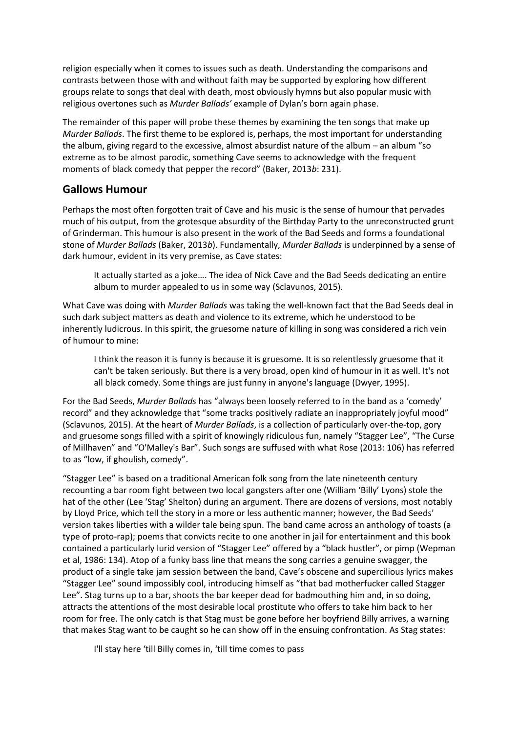religion especially when it comes to issues such as death. Understanding the comparisons and contrasts between those with and without faith may be supported by exploring how different groups relate to songs that deal with death, most obviously hymns but also popular music with religious overtones such as *Murder Ballads'* example of Dylan's born again phase.

The remainder of this paper will probe these themes by examining the ten songs that make up *Murder Ballads*. The first theme to be explored is, perhaps, the most important for understanding the album, giving regard to the excessive, almost absurdist nature of the album – an album "so extreme as to be almost parodic, something Cave seems to acknowledge with the frequent moments of black comedy that pepper the record" (Baker, 2013*b*: 231).

## Gallows Humour

Perhaps the most often forgotten trait of Cave and his music is the sense of humour that pervades much of his output, from the grotesque absurdity of the Birthday Party to the unreconstructed grunt of Grinderman. This humour is also present in the work of the Bad Seeds and forms a foundational stone of *Murder Ballads* (Baker, 2013*b*). Fundamentally, *Murder Ballads* is underpinned by a sense of dark humour, evident in its very premise, as Cave states:

> It actually started as a joke…. The idea of Nick Cave and the Bad Seeds dedicating an entire album to murder appealed to us in some way (Sclavunos, 2015).

What Cave was doing with *Murder Ballads* was taking the well-known fact that the Bad Seeds deal in such dark subject matters as death and violence to its extreme, which he understood to be inherently ludicrous. In this spirit, the gruesome nature of killing in song was considered a rich vein of humour to mine:

> I think the reason it is funny is because it is gruesome. It is so relentlessly gruesome that it can't be taken seriously. But there is a very broad, open kind of humour in it as well. It's not all black comedy. Some things are just funny in anyone's language (Dwyer, 1995).

For the Bad Seeds, *Murder Ballads* has "always been loosely referred to in the band as a 'comedy' record" and they acknowledge that "some tracks positively radiate an inappropriately joyful mood" (Sclavunos, 2015). At the heart of *Murder Ballads*, is a collection of particularly over-the-top, gory and gruesome songs filled with a spirit of knowingly ridiculous fun, namely "Stagger Lee", "The Curse of Millhaven" and "O'Malley's Bar". Such songs are suffused with what Rose (2013: 106) has referred to as "low, if ghoulish, comedy".

"Stagger Lee" is based on a traditional American folk song from the late nineteenth century recounting a bar room fight between two local gangsters after one (William 'Billy' Lyons) stole the hat of the other (Lee 'Stag' Shelton) during an argument. There are dozens of versions, most notably by Lloyd Price, which tell the story in a more or less authentic manner; however, the Bad Seeds' version takes liberties with a wilder tale being spun. The band came across an anthology of toasts (a type of proto-rap); poems that convicts recite to one another in jail for entertainment and this book contained a particularly lurid version of "Stagger Lee" offered by a "black hustler", or pimp (Wepman et al, 1986: 134). Atop of a funky bass line that means the song carries a genuine swagger, the product of a single take jam session between the band, Cave's obscene and supercilious lyrics makes "Stagger Lee" sound impossibly cool, introducing himself as "that bad motherfucker called Stagger Lee". Stag turns up to a bar, shoots the bar keeper dead for badmouthing him and, in so doing, attracts the attentions of the most desirable local prostitute who offers to take him back to her room for free. The only catch is that Stag must be gone before her boyfriend Billy arrives, a warning that makes Stag want to be caught so he can show off in the ensuing confrontation. As Stag states:

> I'll stay here 'till Billy comes in, 'till time comes to pass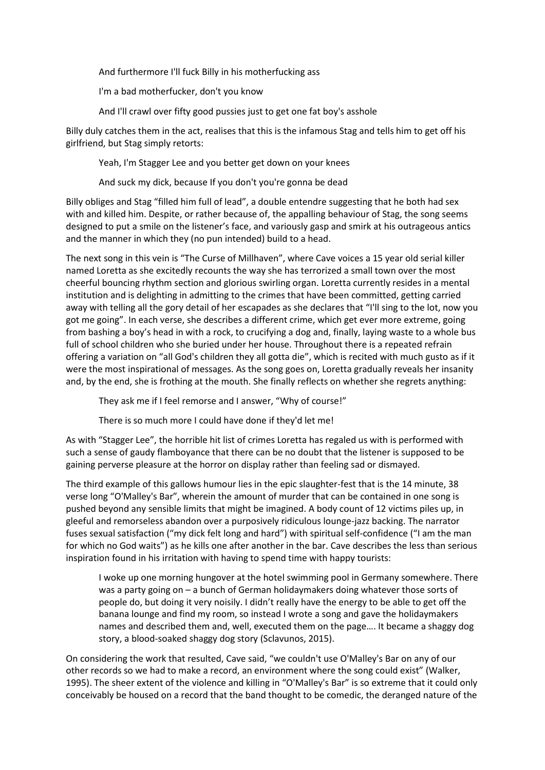> And furthermore I'll fuck Billy in his motherfucking ass
>
> I'm a bad motherfucker, don't you know
>
> And I'll crawl over fifty good pussies just to get one fat boy's asshole

Billy duly catches them in the act, realises that this is the infamous Stag and tells him to get off his girlfriend, but Stag simply retorts:

> Yeah, I'm Stagger Lee and you better get down on your knees
>
> And suck my dick, because If you don't you're gonna be dead

Billy obliges and Stag "filled him full of lead", a double entendre suggesting that he both had sex with and killed him. Despite, or rather because of, the appalling behaviour of Stag, the song seems designed to put a smile on the listener's face, and variously gasp and smirk at his outrageous antics and the manner in which they (no pun intended) build to a head.

The next song in this vein is "The Curse of Millhaven", where Cave voices a 15 year old serial killer named Loretta as she excitedly recounts the way she has terrorized a small town over the most cheerful bouncing rhythm section and glorious swirling organ. Loretta currently resides in a mental institution and is delighting in admitting to the crimes that have been committed, getting carried away with telling all the gory detail of her escapades as she declares that "I'll sing to the lot, now you got me going". In each verse, she describes a different crime, which get ever more extreme, going from bashing a boy's head in with a rock, to crucifying a dog and, finally, laying waste to a whole bus full of school children who she buried under her house. Throughout there is a repeated refrain offering a variation on "all God's children they all gotta die", which is recited with much gusto as if it were the most inspirational of messages. As the song goes on, Loretta gradually reveals her insanity and, by the end, she is frothing at the mouth. She finally reflects on whether she regrets anything:

> They ask me if I feel remorse and I answer, "Why of course!"
>
> There is so much more I could have done if they'd let me!

As with "Stagger Lee", the horrible hit list of crimes Loretta has regaled us with is performed with such a sense of gaudy flamboyance that there can be no doubt that the listener is supposed to be gaining perverse pleasure at the horror on display rather than feeling sad or dismayed.

The third example of this gallows humour lies in the epic slaughter-fest that is the 14 minute, 38 verse long "O'Malley's Bar", wherein the amount of murder that can be contained in one song is pushed beyond any sensible limits that might be imagined. A body count of 12 victims piles up, in gleeful and remorseless abandon over a purposively ridiculous lounge-jazz backing. The narrator fuses sexual satisfaction ("my dick felt long and hard") with spiritual self-confidence ("I am the man for which no God waits") as he kills one after another in the bar. Cave describes the less than serious inspiration found in his irritation with having to spend time with happy tourists:

> I woke up one morning hungover at the hotel swimming pool in Germany somewhere. There was a party going on – a bunch of German holidaymakers doing whatever those sorts of people do, but doing it very noisily. I didn't really have the energy to be able to get off the banana lounge and find my room, so instead I wrote a song and gave the holidaymakers names and described them and, well, executed them on the page…. It became a shaggy dog story, a blood-soaked shaggy dog story (Sclavunos, 2015).

On considering the work that resulted, Cave said, "we couldn't use O'Malley's Bar on any of our other records so we had to make a record, an environment where the song could exist" (Walker, 1995). The sheer extent of the violence and killing in "O'Malley's Bar" is so extreme that it could only conceivably be housed on a record that the band thought to be comedic, the deranged nature of the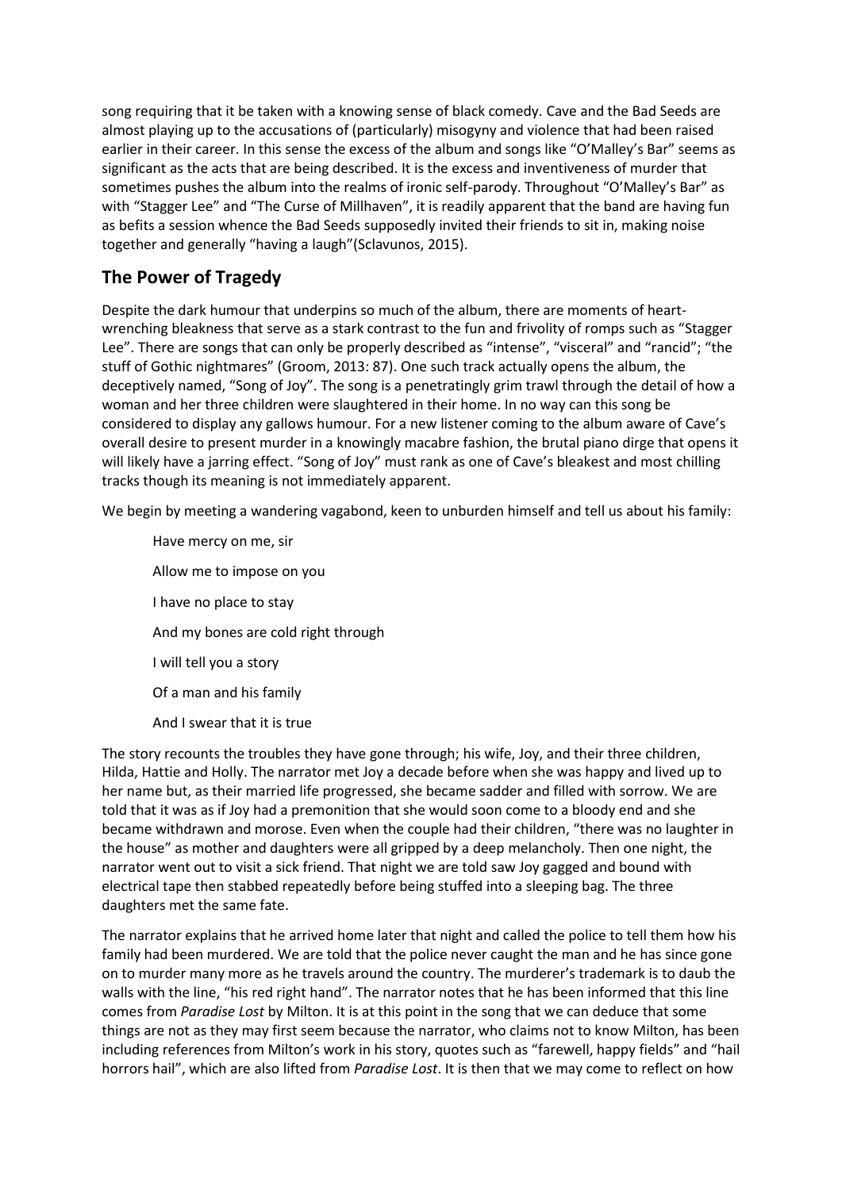song requiring that it be taken with a knowing sense of black comedy. Cave and the Bad Seeds are almost playing up to the accusations of (particularly) misogyny and violence that had been raised earlier in their career. In this sense the excess of the album and songs like "O'Malley's Bar" seems as significant as the acts that are being described. It is the excess and inventiveness of murder that sometimes pushes the album into the realms of ironic self-parody. Throughout "O'Malley's Bar" as with "Stagger Lee" and "The Curse of Millhaven", it is readily apparent that the band are having fun as befits a session whence the Bad Seeds supposedly invited their friends to sit in, making noise together and generally "having a laugh"(Sclavunos, 2015).

## The Power of Tragedy

Despite the dark humour that underpins so much of the album, there are moments of heart-wrenching bleakness that serve as a stark contrast to the fun and frivolity of romps such as "Stagger Lee". There are songs that can only be properly described as "intense", "visceral" and "rancid"; "the stuff of Gothic nightmares" (Groom, 2013: 87). One such track actually opens the album, the deceptively named, "Song of Joy". The song is a penetratingly grim trawl through the detail of how a woman and her three children were slaughtered in their home. In no way can this song be considered to display any gallows humour. For a new listener coming to the album aware of Cave's overall desire to present murder in a knowingly macabre fashion, the brutal piano dirge that opens it will likely have a jarring effect. "Song of Joy" must rank as one of Cave's bleakest and most chilling tracks though its meaning is not immediately apparent.

We begin by meeting a wandering vagabond, keen to unburden himself and tell us about his family:

> Have mercy on me, sir
>
> Allow me to impose on you
>
> I have no place to stay
>
> And my bones are cold right through
>
> I will tell you a story
>
> Of a man and his family
>
> And I swear that it is true

The story recounts the troubles they have gone through; his wife, Joy, and their three children, Hilda, Hattie and Holly. The narrator met Joy a decade before when she was happy and lived up to her name but, as their married life progressed, she became sadder and filled with sorrow. We are told that it was as if Joy had a premonition that she would soon come to a bloody end and she became withdrawn and morose. Even when the couple had their children, "there was no laughter in the house" as mother and daughters were all gripped by a deep melancholy. Then one night, the narrator went out to visit a sick friend. That night we are told saw Joy gagged and bound with electrical tape then stabbed repeatedly before being stuffed into a sleeping bag. The three daughters met the same fate.

The narrator explains that he arrived home later that night and called the police to tell them how his family had been murdered. We are told that the police never caught the man and he has since gone on to murder many more as he travels around the country. The murderer's trademark is to daub the walls with the line, "his red right hand". The narrator notes that he has been informed that this line comes from *Paradise Lost* by Milton. It is at this point in the song that we can deduce that some things are not as they may first seem because the narrator, who claims not to know Milton, has been including references from Milton's work in his story, quotes such as "farewell, happy fields" and "hail horrors hail", which are also lifted from *Paradise Lost*. It is then that we may come to reflect on how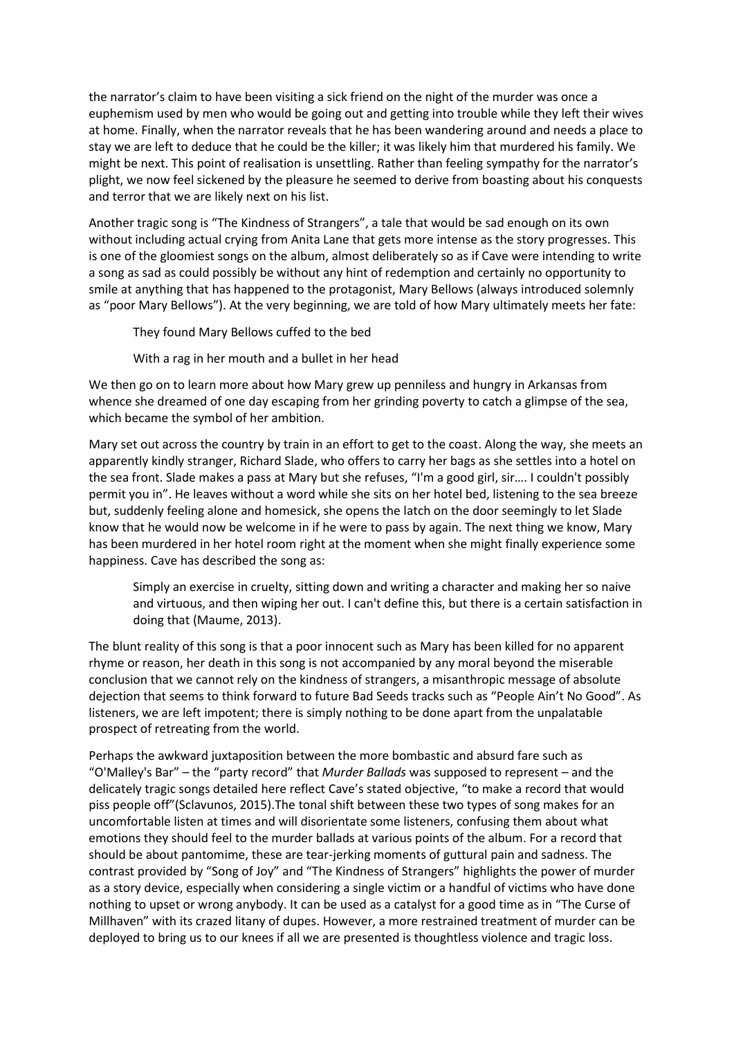the narrator's claim to have been visiting a sick friend on the night of the murder was once a euphemism used by men who would be going out and getting into trouble while they left their wives at home. Finally, when the narrator reveals that he has been wandering around and needs a place to stay we are left to deduce that he could be the killer; it was likely him that murdered his family. We might be next. This point of realisation is unsettling. Rather than feeling sympathy for the narrator's plight, we now feel sickened by the pleasure he seemed to derive from boasting about his conquests and terror that we are likely next on his list.

Another tragic song is "The Kindness of Strangers", a tale that would be sad enough on its own without including actual crying from Anita Lane that gets more intense as the story progresses. This is one of the gloomiest songs on the album, almost deliberately so as if Cave were intending to write a song as sad as could possibly be without any hint of redemption and certainly no opportunity to smile at anything that has happened to the protagonist, Mary Bellows (always introduced solemnly as "poor Mary Bellows"). At the very beginning, we are told of how Mary ultimately meets her fate:

> They found Mary Bellows cuffed to the bed
>
> With a rag in her mouth and a bullet in her head

We then go on to learn more about how Mary grew up penniless and hungry in Arkansas from whence she dreamed of one day escaping from her grinding poverty to catch a glimpse of the sea, which became the symbol of her ambition.

Mary set out across the country by train in an effort to get to the coast. Along the way, she meets an apparently kindly stranger, Richard Slade, who offers to carry her bags as she settles into a hotel on the sea front. Slade makes a pass at Mary but she refuses, "I'm a good girl, sir…. I couldn't possibly permit you in". He leaves without a word while she sits on her hotel bed, listening to the sea breeze but, suddenly feeling alone and homesick, she opens the latch on the door seemingly to let Slade know that he would now be welcome in if he were to pass by again. The next thing we know, Mary has been murdered in her hotel room right at the moment when she might finally experience some happiness. Cave has described the song as:

> Simply an exercise in cruelty, sitting down and writing a character and making her so naive and virtuous, and then wiping her out. I can't define this, but there is a certain satisfaction in doing that (Maume, 2013).

The blunt reality of this song is that a poor innocent such as Mary has been killed for no apparent rhyme or reason, her death in this song is not accompanied by any moral beyond the miserable conclusion that we cannot rely on the kindness of strangers, a misanthropic message of absolute dejection that seems to think forward to future Bad Seeds tracks such as "People Ain't No Good". As listeners, we are left impotent; there is simply nothing to be done apart from the unpalatable prospect of retreating from the world.

Perhaps the awkward juxtaposition between the more bombastic and absurd fare such as "O'Malley's Bar" – the "party record" that *Murder Ballads* was supposed to represent – and the delicately tragic songs detailed here reflect Cave's stated objective, "to make a record that would piss people off"(Sclavunos, 2015).The tonal shift between these two types of song makes for an uncomfortable listen at times and will disorientate some listeners, confusing them about what emotions they should feel to the murder ballads at various points of the album. For a record that should be about pantomime, these are tear-jerking moments of guttural pain and sadness. The contrast provided by "Song of Joy" and "The Kindness of Strangers" highlights the power of murder as a story device, especially when considering a single victim or a handful of victims who have done nothing to upset or wrong anybody. It can be used as a catalyst for a good time as in "The Curse of Millhaven" with its crazed litany of dupes. However, a more restrained treatment of murder can be deployed to bring us to our knees if all we are presented is thoughtless violence and tragic loss.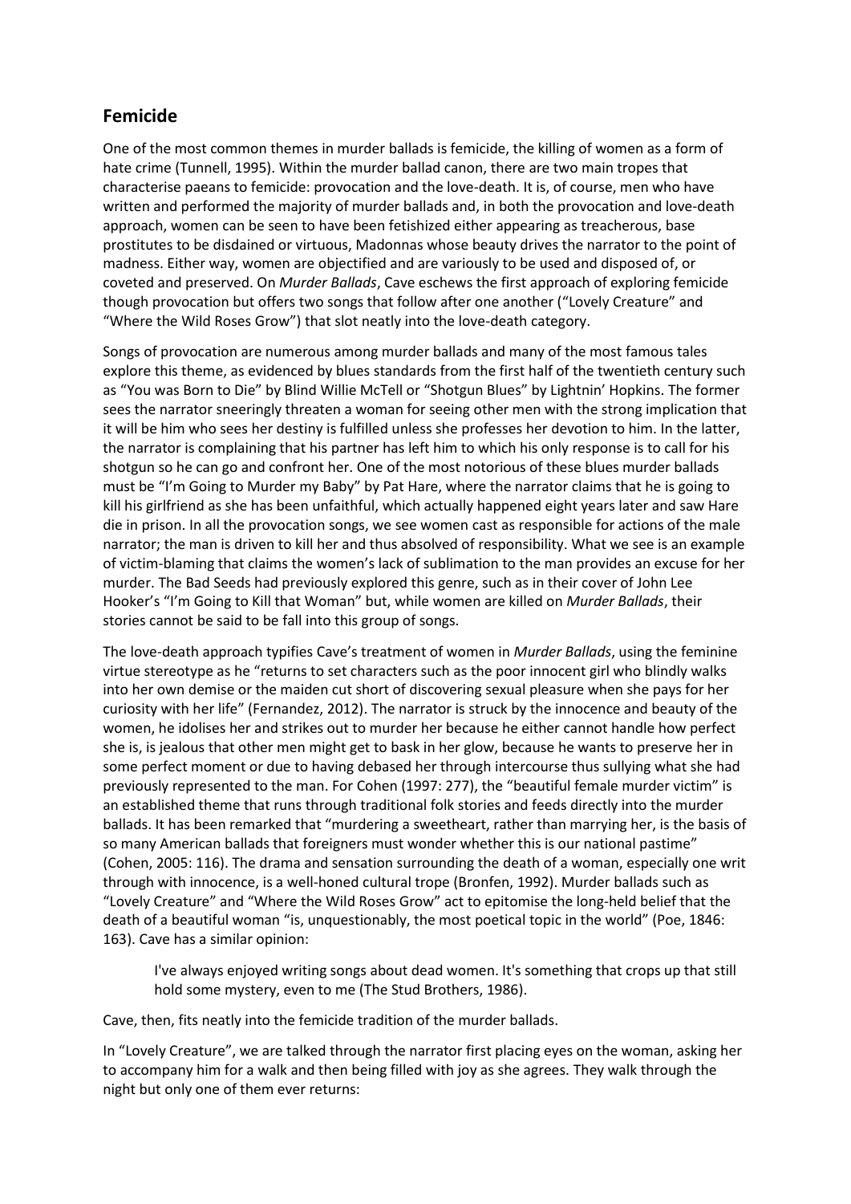## Femicide

One of the most common themes in murder ballads is femicide, the killing of women as a form of hate crime (Tunnell, 1995). Within the murder ballad canon, there are two main tropes that characterise paeans to femicide: provocation and the love-death. It is, of course, men who have written and performed the majority of murder ballads and, in both the provocation and love-death approach, women can be seen to have been fetishized either appearing as treacherous, base prostitutes to be disdained or virtuous, Madonnas whose beauty drives the narrator to the point of madness. Either way, women are objectified and are variously to be used and disposed of, or coveted and preserved. On *Murder Ballads*, Cave eschews the first approach of exploring femicide though provocation but offers two songs that follow after one another ("Lovely Creature" and "Where the Wild Roses Grow") that slot neatly into the love-death category.

Songs of provocation are numerous among murder ballads and many of the most famous tales explore this theme, as evidenced by blues standards from the first half of the twentieth century such as "You was Born to Die" by Blind Willie McTell or "Shotgun Blues" by Lightnin' Hopkins. The former sees the narrator sneeringly threaten a woman for seeing other men with the strong implication that it will be him who sees her destiny is fulfilled unless she professes her devotion to him. In the latter, the narrator is complaining that his partner has left him to which his only response is to call for his shotgun so he can go and confront her. One of the most notorious of these blues murder ballads must be "I'm Going to Murder my Baby" by Pat Hare, where the narrator claims that he is going to kill his girlfriend as she has been unfaithful, which actually happened eight years later and saw Hare die in prison. In all the provocation songs, we see women cast as responsible for actions of the male narrator; the man is driven to kill her and thus absolved of responsibility. What we see is an example of victim-blaming that claims the women's lack of sublimation to the man provides an excuse for her murder. The Bad Seeds had previously explored this genre, such as in their cover of John Lee Hooker's "I'm Going to Kill that Woman" but, while women are killed on *Murder Ballads*, their stories cannot be said to be fall into this group of songs.

The love-death approach typifies Cave's treatment of women in *Murder Ballads*, using the feminine virtue stereotype as he "returns to set characters such as the poor innocent girl who blindly walks into her own demise or the maiden cut short of discovering sexual pleasure when she pays for her curiosity with her life" (Fernandez, 2012). The narrator is struck by the innocence and beauty of the women, he idolises her and strikes out to murder her because he either cannot handle how perfect she is, is jealous that other men might get to bask in her glow, because he wants to preserve her in some perfect moment or due to having debased her through intercourse thus sullying what she had previously represented to the man. For Cohen (1997: 277), the "beautiful female murder victim" is an established theme that runs through traditional folk stories and feeds directly into the murder ballads. It has been remarked that "murdering a sweetheart, rather than marrying her, is the basis of so many American ballads that foreigners must wonder whether this is our national pastime" (Cohen, 2005: 116). The drama and sensation surrounding the death of a woman, especially one writ through with innocence, is a well-honed cultural trope (Bronfen, 1992). Murder ballads such as "Lovely Creature" and "Where the Wild Roses Grow" act to epitomise the long-held belief that the death of a beautiful woman "is, unquestionably, the most poetical topic in the world" (Poe, 1846: 163). Cave has a similar opinion:

> I've always enjoyed writing songs about dead women. It's something that crops up that still hold some mystery, even to me (The Stud Brothers, 1986).

Cave, then, fits neatly into the femicide tradition of the murder ballads.

In "Lovely Creature", we are talked through the narrator first placing eyes on the woman, asking her to accompany him for a walk and then being filled with joy as she agrees. They walk through the night but only one of them ever returns: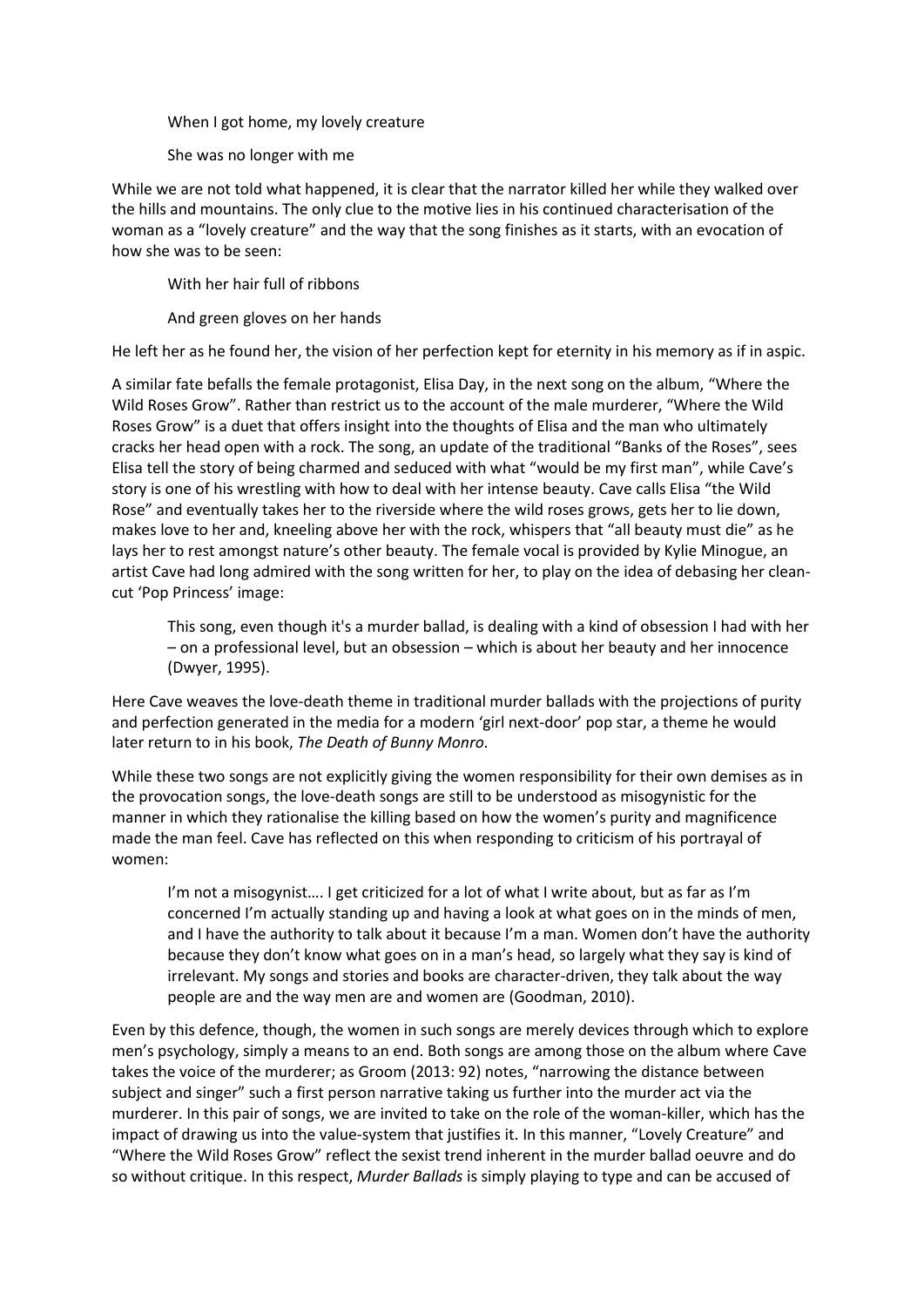> When I got home, my lovely creature
>
> She was no longer with me

While we are not told what happened, it is clear that the narrator killed her while they walked over the hills and mountains. The only clue to the motive lies in his continued characterisation of the woman as a "lovely creature" and the way that the song finishes as it starts, with an evocation of how she was to be seen:

> With her hair full of ribbons
>
> And green gloves on her hands

He left her as he found her, the vision of her perfection kept for eternity in his memory as if in aspic.

A similar fate befalls the female protagonist, Elisa Day, in the next song on the album, "Where the Wild Roses Grow". Rather than restrict us to the account of the male murderer, "Where the Wild Roses Grow" is a duet that offers insight into the thoughts of Elisa and the man who ultimately cracks her head open with a rock. The song, an update of the traditional "Banks of the Roses", sees Elisa tell the story of being charmed and seduced with what "would be my first man", while Cave's story is one of his wrestling with how to deal with her intense beauty. Cave calls Elisa "the Wild Rose" and eventually takes her to the riverside where the wild roses grows, gets her to lie down, makes love to her and, kneeling above her with the rock, whispers that "all beauty must die" as he lays her to rest amongst nature's other beauty. The female vocal is provided by Kylie Minogue, an artist Cave had long admired with the song written for her, to play on the idea of debasing her clean-cut 'Pop Princess' image:

> This song, even though it's a murder ballad, is dealing with a kind of obsession I had with her – on a professional level, but an obsession – which is about her beauty and her innocence (Dwyer, 1995).

Here Cave weaves the love-death theme in traditional murder ballads with the projections of purity and perfection generated in the media for a modern 'girl next-door' pop star, a theme he would later return to in his book, *The Death of Bunny Monro*.

While these two songs are not explicitly giving the women responsibility for their own demises as in the provocation songs, the love-death songs are still to be understood as misogynistic for the manner in which they rationalise the killing based on how the women's purity and magnificence made the man feel. Cave has reflected on this when responding to criticism of his portrayal of women:

> I'm not a misogynist…. I get criticized for a lot of what I write about, but as far as I'm concerned I'm actually standing up and having a look at what goes on in the minds of men, and I have the authority to talk about it because I'm a man. Women don't have the authority because they don't know what goes on in a man's head, so largely what they say is kind of irrelevant. My songs and stories and books are character-driven, they talk about the way people are and the way men are and women are (Goodman, 2010).

Even by this defence, though, the women in such songs are merely devices through which to explore men's psychology, simply a means to an end. Both songs are among those on the album where Cave takes the voice of the murderer; as Groom (2013: 92) notes, "narrowing the distance between subject and singer" such a first person narrative taking us further into the murder act via the murderer. In this pair of songs, we are invited to take on the role of the woman-killer, which has the impact of drawing us into the value-system that justifies it. In this manner, "Lovely Creature" and "Where the Wild Roses Grow" reflect the sexist trend inherent in the murder ballad oeuvre and do so without critique. In this respect, *Murder Ballads* is simply playing to type and can be accused of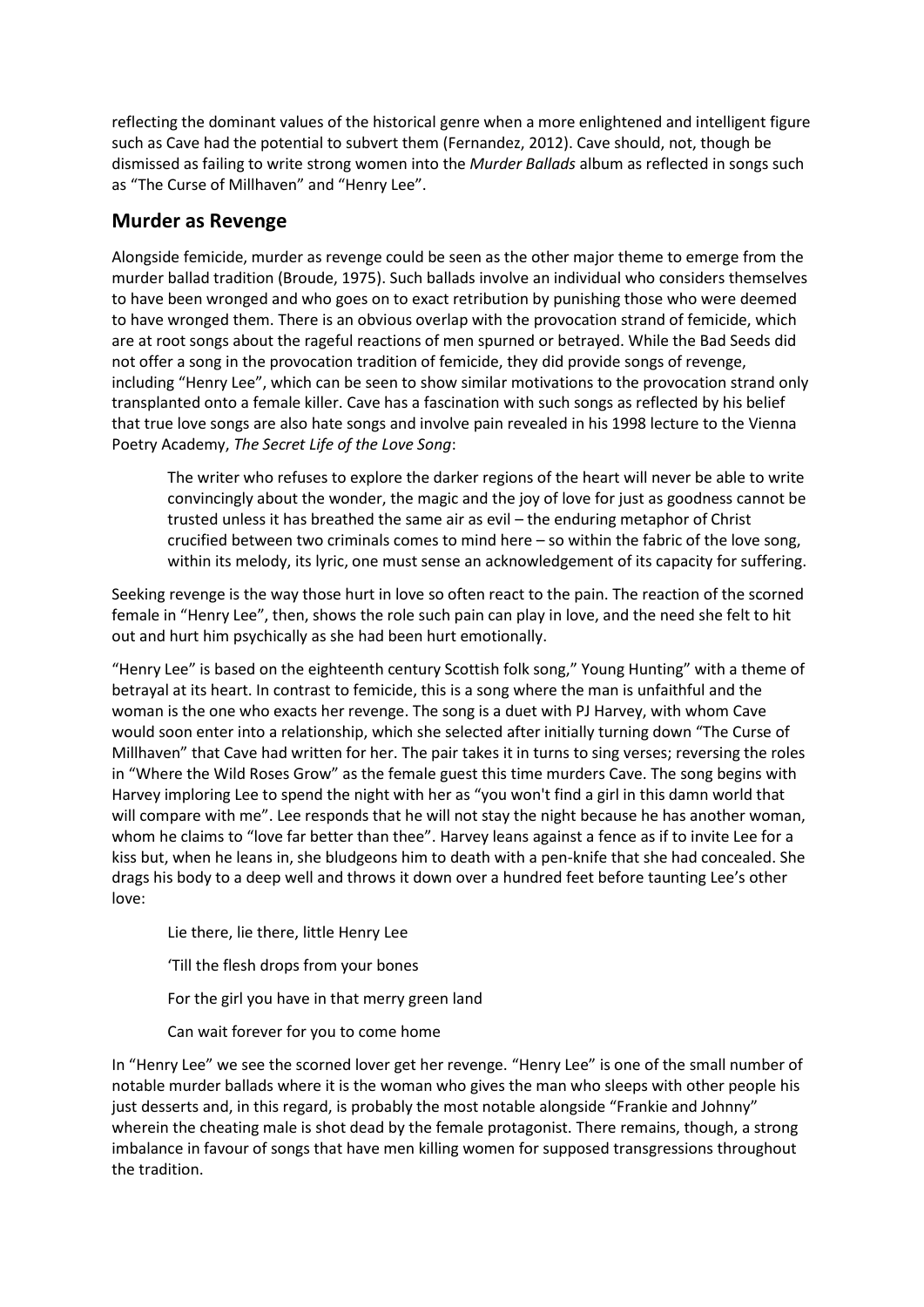reflecting the dominant values of the historical genre when a more enlightened and intelligent figure such as Cave had the potential to subvert them (Fernandez, 2012). Cave should, not, though be dismissed as failing to write strong women into the *Murder Ballads* album as reflected in songs such as "The Curse of Millhaven" and "Henry Lee".

## Murder as Revenge

Alongside femicide, murder as revenge could be seen as the other major theme to emerge from the murder ballad tradition (Broude, 1975). Such ballads involve an individual who considers themselves to have been wronged and who goes on to exact retribution by punishing those who were deemed to have wronged them. There is an obvious overlap with the provocation strand of femicide, which are at root songs about the rageful reactions of men spurned or betrayed. While the Bad Seeds did not offer a song in the provocation tradition of femicide, they did provide songs of revenge, including "Henry Lee", which can be seen to show similar motivations to the provocation strand only transplanted onto a female killer. Cave has a fascination with such songs as reflected by his belief that true love songs are also hate songs and involve pain revealed in his 1998 lecture to the Vienna Poetry Academy, *The Secret Life of the Love Song*:

> The writer who refuses to explore the darker regions of the heart will never be able to write convincingly about the wonder, the magic and the joy of love for just as goodness cannot be trusted unless it has breathed the same air as evil – the enduring metaphor of Christ crucified between two criminals comes to mind here – so within the fabric of the love song, within its melody, its lyric, one must sense an acknowledgement of its capacity for suffering.

Seeking revenge is the way those hurt in love so often react to the pain. The reaction of the scorned female in "Henry Lee", then, shows the role such pain can play in love, and the need she felt to hit out and hurt him psychically as she had been hurt emotionally.

"Henry Lee" is based on the eighteenth century Scottish folk song," Young Hunting" with a theme of betrayal at its heart. In contrast to femicide, this is a song where the man is unfaithful and the woman is the one who exacts her revenge. The song is a duet with PJ Harvey, with whom Cave would soon enter into a relationship, which she selected after initially turning down "The Curse of Millhaven" that Cave had written for her. The pair takes it in turns to sing verses; reversing the roles in "Where the Wild Roses Grow" as the female guest this time murders Cave. The song begins with Harvey imploring Lee to spend the night with her as "you won't find a girl in this damn world that will compare with me". Lee responds that he will not stay the night because he has another woman, whom he claims to "love far better than thee". Harvey leans against a fence as if to invite Lee for a kiss but, when he leans in, she bludgeons him to death with a pen-knife that she had concealed. She drags his body to a deep well and throws it down over a hundred feet before taunting Lee's other love:

> Lie there, lie there, little Henry Lee
>
> 'Till the flesh drops from your bones
>
> For the girl you have in that merry green land
>
> Can wait forever for you to come home

In "Henry Lee" we see the scorned lover get her revenge. "Henry Lee" is one of the small number of notable murder ballads where it is the woman who gives the man who sleeps with other people his just desserts and, in this regard, is probably the most notable alongside "Frankie and Johnny" wherein the cheating male is shot dead by the female protagonist. There remains, though, a strong imbalance in favour of songs that have men killing women for supposed transgressions throughout the tradition.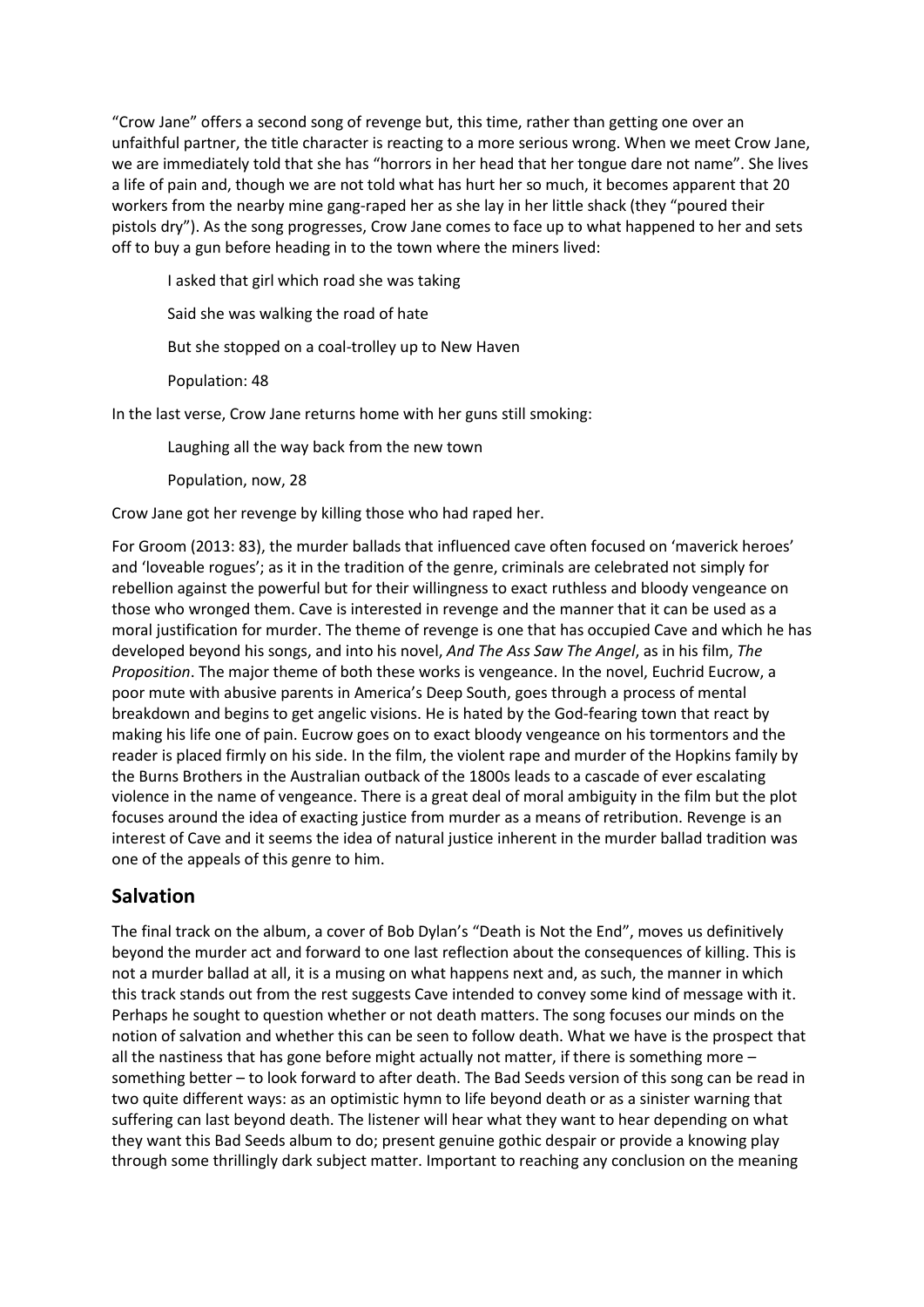"Crow Jane" offers a second song of revenge but, this time, rather than getting one over an unfaithful partner, the title character is reacting to a more serious wrong. When we meet Crow Jane, we are immediately told that she has "horrors in her head that her tongue dare not name". She lives a life of pain and, though we are not told what has hurt her so much, it becomes apparent that 20 workers from the nearby mine gang-raped her as she lay in her little shack (they "poured their pistols dry"). As the song progresses, Crow Jane comes to face up to what happened to her and sets off to buy a gun before heading in to the town where the miners lived:

> I asked that girl which road she was taking
>
> Said she was walking the road of hate
>
> But she stopped on a coal-trolley up to New Haven
>
> Population: 48

In the last verse, Crow Jane returns home with her guns still smoking:

> Laughing all the way back from the new town
>
> Population, now, 28

Crow Jane got her revenge by killing those who had raped her.

For Groom (2013: 83), the murder ballads that influenced cave often focused on 'maverick heroes' and 'loveable rogues'; as it in the tradition of the genre, criminals are celebrated not simply for rebellion against the powerful but for their willingness to exact ruthless and bloody vengeance on those who wronged them. Cave is interested in revenge and the manner that it can be used as a moral justification for murder. The theme of revenge is one that has occupied Cave and which he has developed beyond his songs, and into his novel, *And The Ass Saw The Angel*, as in his film, *The Proposition*. The major theme of both these works is vengeance. In the novel, Euchrid Eucrow, a poor mute with abusive parents in America's Deep South, goes through a process of mental breakdown and begins to get angelic visions. He is hated by the God-fearing town that react by making his life one of pain. Eucrow goes on to exact bloody vengeance on his tormentors and the reader is placed firmly on his side. In the film, the violent rape and murder of the Hopkins family by the Burns Brothers in the Australian outback of the 1800s leads to a cascade of ever escalating violence in the name of vengeance. There is a great deal of moral ambiguity in the film but the plot focuses around the idea of exacting justice from murder as a means of retribution. Revenge is an interest of Cave and it seems the idea of natural justice inherent in the murder ballad tradition was one of the appeals of this genre to him.

## Salvation

The final track on the album, a cover of Bob Dylan's "Death is Not the End", moves us definitively beyond the murder act and forward to one last reflection about the consequences of killing. This is not a murder ballad at all, it is a musing on what happens next and, as such, the manner in which this track stands out from the rest suggests Cave intended to convey some kind of message with it. Perhaps he sought to question whether or not death matters. The song focuses our minds on the notion of salvation and whether this can be seen to follow death. What we have is the prospect that all the nastiness that has gone before might actually not matter, if there is something more – something better – to look forward to after death. The Bad Seeds version of this song can be read in two quite different ways: as an optimistic hymn to life beyond death or as a sinister warning that suffering can last beyond death. The listener will hear what they want to hear depending on what they want this Bad Seeds album to do; present genuine gothic despair or provide a knowing play through some thrillingly dark subject matter. Important to reaching any conclusion on the meaning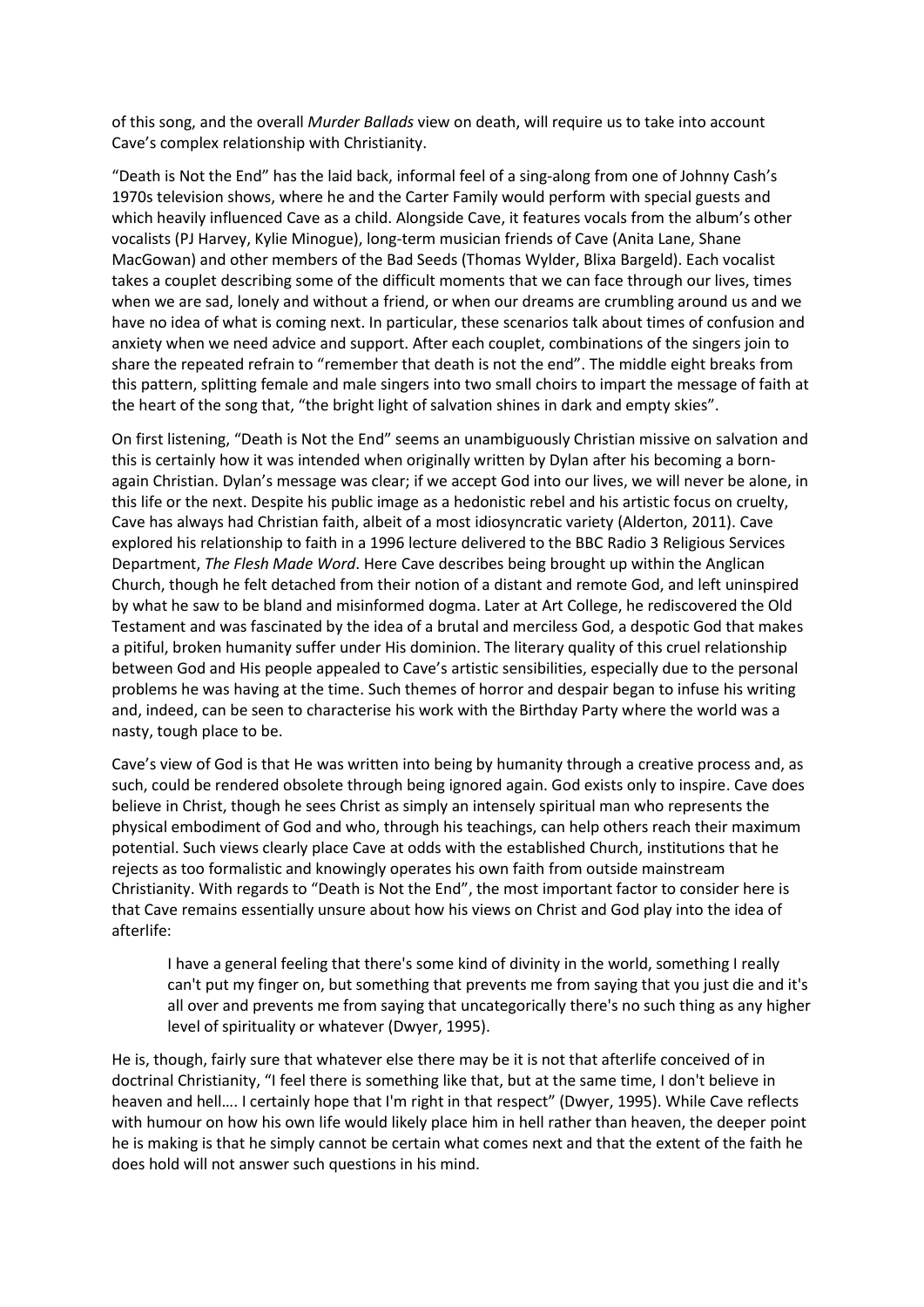of this song, and the overall *Murder Ballads* view on death, will require us to take into account Cave's complex relationship with Christianity.

"Death is Not the End" has the laid back, informal feel of a sing-along from one of Johnny Cash's 1970s television shows, where he and the Carter Family would perform with special guests and which heavily influenced Cave as a child. Alongside Cave, it features vocals from the album's other vocalists (PJ Harvey, Kylie Minogue), long-term musician friends of Cave (Anita Lane, Shane MacGowan) and other members of the Bad Seeds (Thomas Wylder, Blixa Bargeld). Each vocalist takes a couplet describing some of the difficult moments that we can face through our lives, times when we are sad, lonely and without a friend, or when our dreams are crumbling around us and we have no idea of what is coming next. In particular, these scenarios talk about times of confusion and anxiety when we need advice and support. After each couplet, combinations of the singers join to share the repeated refrain to "remember that death is not the end". The middle eight breaks from this pattern, splitting female and male singers into two small choirs to impart the message of faith at the heart of the song that, "the bright light of salvation shines in dark and empty skies".

On first listening, "Death is Not the End" seems an unambiguously Christian missive on salvation and this is certainly how it was intended when originally written by Dylan after his becoming a born-again Christian. Dylan's message was clear; if we accept God into our lives, we will never be alone, in this life or the next. Despite his public image as a hedonistic rebel and his artistic focus on cruelty, Cave has always had Christian faith, albeit of a most idiosyncratic variety (Alderton, 2011). Cave explored his relationship to faith in a 1996 lecture delivered to the BBC Radio 3 Religious Services Department, *The Flesh Made Word*. Here Cave describes being brought up within the Anglican Church, though he felt detached from their notion of a distant and remote God, and left uninspired by what he saw to be bland and misinformed dogma. Later at Art College, he rediscovered the Old Testament and was fascinated by the idea of a brutal and merciless God, a despotic God that makes a pitiful, broken humanity suffer under His dominion. The literary quality of this cruel relationship between God and His people appealed to Cave's artistic sensibilities, especially due to the personal problems he was having at the time. Such themes of horror and despair began to infuse his writing and, indeed, can be seen to characterise his work with the Birthday Party where the world was a nasty, tough place to be.

Cave's view of God is that He was written into being by humanity through a creative process and, as such, could be rendered obsolete through being ignored again. God exists only to inspire. Cave does believe in Christ, though he sees Christ as simply an intensely spiritual man who represents the physical embodiment of God and who, through his teachings, can help others reach their maximum potential. Such views clearly place Cave at odds with the established Church, institutions that he rejects as too formalistic and knowingly operates his own faith from outside mainstream Christianity. With regards to "Death is Not the End", the most important factor to consider here is that Cave remains essentially unsure about how his views on Christ and God play into the idea of afterlife:

> I have a general feeling that there's some kind of divinity in the world, something I really can't put my finger on, but something that prevents me from saying that you just die and it's all over and prevents me from saying that uncategorically there's no such thing as any higher level of spirituality or whatever (Dwyer, 1995).

He is, though, fairly sure that whatever else there may be it is not that afterlife conceived of in doctrinal Christianity, "I feel there is something like that, but at the same time, I don't believe in heaven and hell…. I certainly hope that I'm right in that respect" (Dwyer, 1995). While Cave reflects with humour on how his own life would likely place him in hell rather than heaven, the deeper point he is making is that he simply cannot be certain what comes next and that the extent of the faith he does hold will not answer such questions in his mind.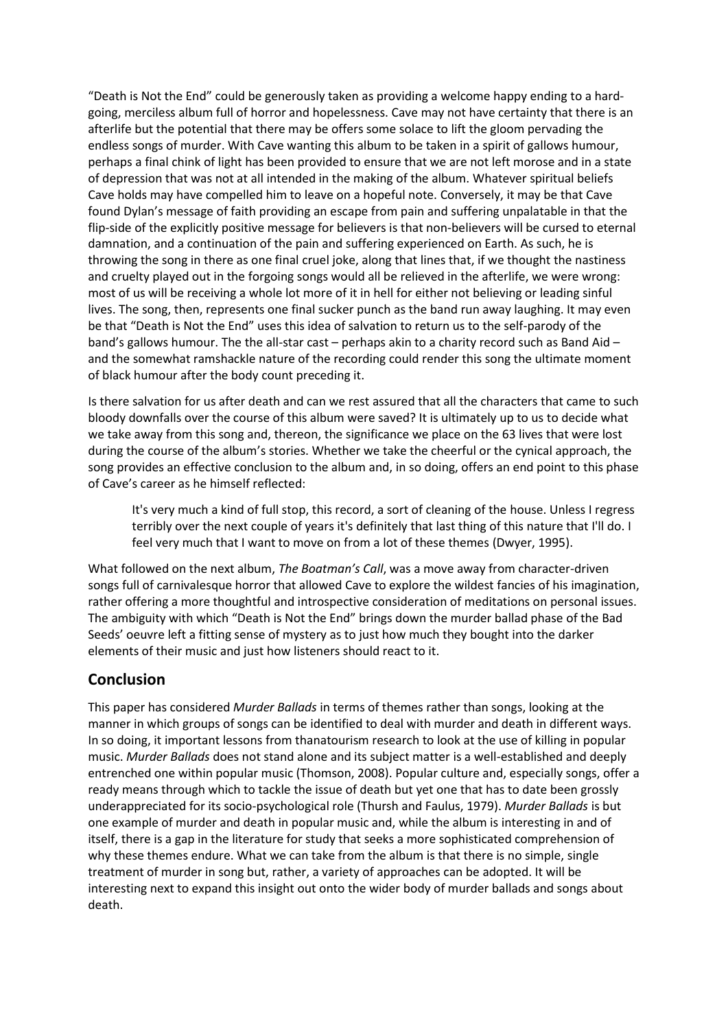"Death is Not the End" could be generously taken as providing a welcome happy ending to a hard-going, merciless album full of horror and hopelessness. Cave may not have certainty that there is an afterlife but the potential that there may be offers some solace to lift the gloom pervading the endless songs of murder. With Cave wanting this album to be taken in a spirit of gallows humour, perhaps a final chink of light has been provided to ensure that we are not left morose and in a state of depression that was not at all intended in the making of the album. Whatever spiritual beliefs Cave holds may have compelled him to leave on a hopeful note. Conversely, it may be that Cave found Dylan's message of faith providing an escape from pain and suffering unpalatable in that the flip-side of the explicitly positive message for believers is that non-believers will be cursed to eternal damnation, and a continuation of the pain and suffering experienced on Earth. As such, he is throwing the song in there as one final cruel joke, along that lines that, if we thought the nastiness and cruelty played out in the forgoing songs would all be relieved in the afterlife, we were wrong: most of us will be receiving a whole lot more of it in hell for either not believing or leading sinful lives. The song, then, represents one final sucker punch as the band run away laughing. It may even be that "Death is Not the End" uses this idea of salvation to return us to the self-parody of the band's gallows humour. The the all-star cast – perhaps akin to a charity record such as Band Aid – and the somewhat ramshackle nature of the recording could render this song the ultimate moment of black humour after the body count preceding it.

Is there salvation for us after death and can we rest assured that all the characters that came to such bloody downfalls over the course of this album were saved? It is ultimately up to us to decide what we take away from this song and, thereon, the significance we place on the 63 lives that were lost during the course of the album's stories. Whether we take the cheerful or the cynical approach, the song provides an effective conclusion to the album and, in so doing, offers an end point to this phase of Cave's career as he himself reflected:

> It's very much a kind of full stop, this record, a sort of cleaning of the house. Unless I regress terribly over the next couple of years it's definitely that last thing of this nature that I'll do. I feel very much that I want to move on from a lot of these themes (Dwyer, 1995).

What followed on the next album, *The Boatman's Call*, was a move away from character-driven songs full of carnivalesque horror that allowed Cave to explore the wildest fancies of his imagination, rather offering a more thoughtful and introspective consideration of meditations on personal issues. The ambiguity with which "Death is Not the End" brings down the murder ballad phase of the Bad Seeds' oeuvre left a fitting sense of mystery as to just how much they bought into the darker elements of their music and just how listeners should react to it.

## Conclusion

This paper has considered *Murder Ballads* in terms of themes rather than songs, looking at the manner in which groups of songs can be identified to deal with murder and death in different ways. In so doing, it important lessons from thanatourism research to look at the use of killing in popular music. *Murder Ballads* does not stand alone and its subject matter is a well-established and deeply entrenched one within popular music (Thomson, 2008). Popular culture and, especially songs, offer a ready means through which to tackle the issue of death but yet one that has to date been grossly underappreciated for its socio-psychological role (Thursh and Faulus, 1979). *Murder Ballads* is but one example of murder and death in popular music and, while the album is interesting in and of itself, there is a gap in the literature for study that seeks a more sophisticated comprehension of why these themes endure. What we can take from the album is that there is no simple, single treatment of murder in song but, rather, a variety of approaches can be adopted. It will be interesting next to expand this insight out onto the wider body of murder ballads and songs about death.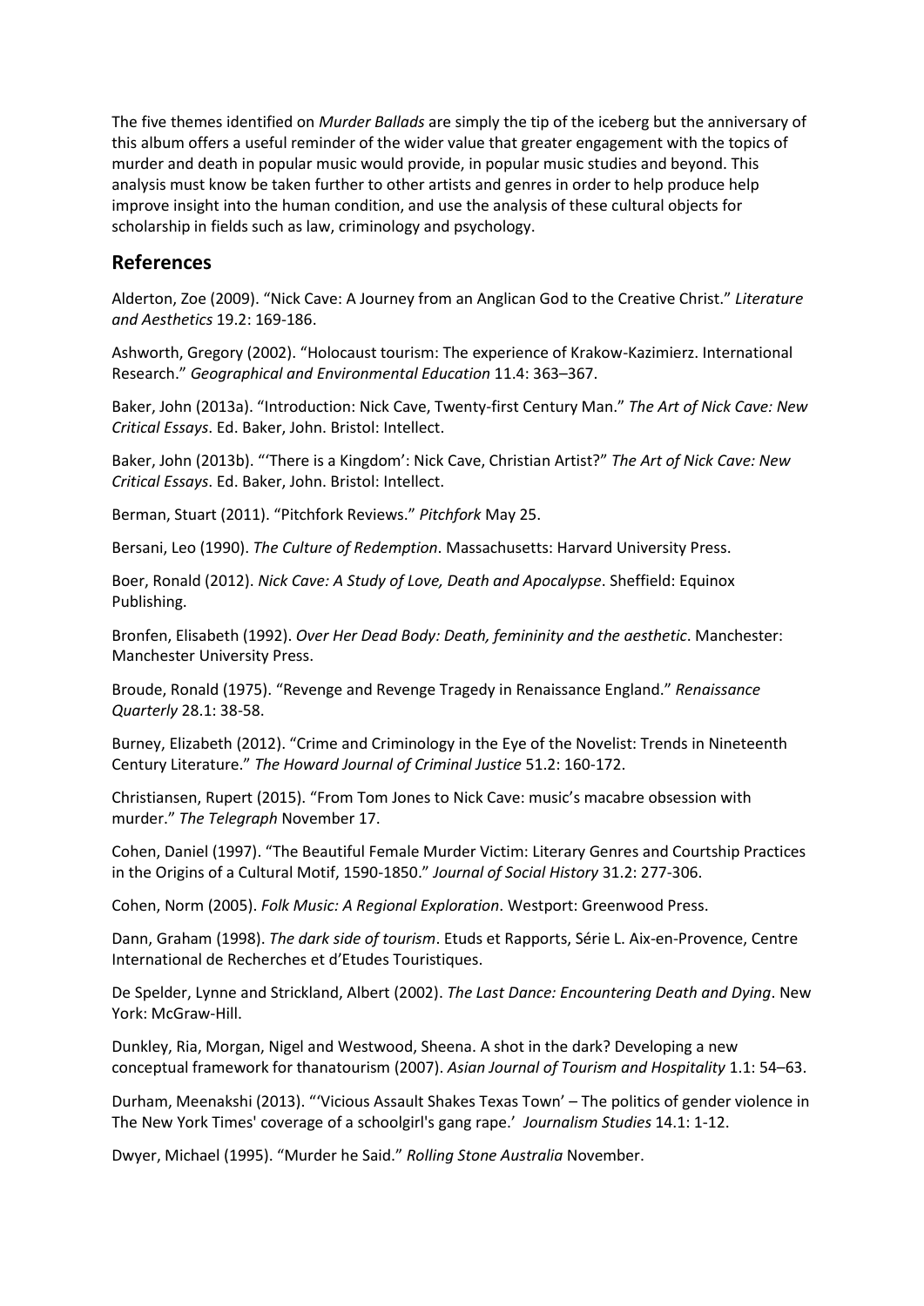The five themes identified on *Murder Ballads* are simply the tip of the iceberg but the anniversary of this album offers a useful reminder of the wider value that greater engagement with the topics of murder and death in popular music would provide, in popular music studies and beyond. This analysis must know be taken further to other artists and genres in order to help produce help improve insight into the human condition, and use the analysis of these cultural objects for scholarship in fields such as law, criminology and psychology.

## References

Alderton, Zoe (2009). "Nick Cave: A Journey from an Anglican God to the Creative Christ." *Literature and Aesthetics* 19.2: 169-186.

Ashworth, Gregory (2002). "Holocaust tourism: The experience of Krakow-Kazimierz. International Research." *Geographical and Environmental Education* 11.4: 363–367.

Baker, John (2013a). "Introduction: Nick Cave, Twenty-first Century Man." *The Art of Nick Cave: New Critical Essays*. Ed. Baker, John. Bristol: Intellect.

Baker, John (2013b). "'There is a Kingdom': Nick Cave, Christian Artist?" *The Art of Nick Cave: New Critical Essays*. Ed. Baker, John. Bristol: Intellect.

Berman, Stuart (2011). "Pitchfork Reviews." *Pitchfork* May 25.

Bersani, Leo (1990). *The Culture of Redemption*. Massachusetts: Harvard University Press.

Boer, Ronald (2012). *Nick Cave: A Study of Love, Death and Apocalypse*. Sheffield: Equinox Publishing.

Bronfen, Elisabeth (1992). *Over Her Dead Body: Death, femininity and the aesthetic*. Manchester: Manchester University Press.

Broude, Ronald (1975). "Revenge and Revenge Tragedy in Renaissance England." *Renaissance Quarterly* 28.1: 38-58.

Burney, Elizabeth (2012). "Crime and Criminology in the Eye of the Novelist: Trends in Nineteenth Century Literature." *The Howard Journal of Criminal Justice* 51.2: 160-172.

Christiansen, Rupert (2015). "From Tom Jones to Nick Cave: music's macabre obsession with murder." *The Telegraph* November 17.

Cohen, Daniel (1997). "The Beautiful Female Murder Victim: Literary Genres and Courtship Practices in the Origins of a Cultural Motif, 1590-1850." *Journal of Social History* 31.2: 277-306.

Cohen, Norm (2005). *Folk Music: A Regional Exploration*. Westport: Greenwood Press.

Dann, Graham (1998). *The dark side of tourism*. Etuds et Rapports, Série L. Aix-en-Provence, Centre International de Recherches et d'Etudes Touristiques.

De Spelder, Lynne and Strickland, Albert (2002). *The Last Dance: Encountering Death and Dying*. New York: McGraw-Hill.

Dunkley, Ria, Morgan, Nigel and Westwood, Sheena. A shot in the dark? Developing a new conceptual framework for thanatourism (2007). *Asian Journal of Tourism and Hospitality* 1.1: 54–63.

Durham, Meenakshi (2013). "'Vicious Assault Shakes Texas Town' – The politics of gender violence in The New York Times' coverage of a schoolgirl's gang rape.' *Journalism Studies* 14.1: 1-12.

Dwyer, Michael (1995). "Murder he Said." *Rolling Stone Australia* November.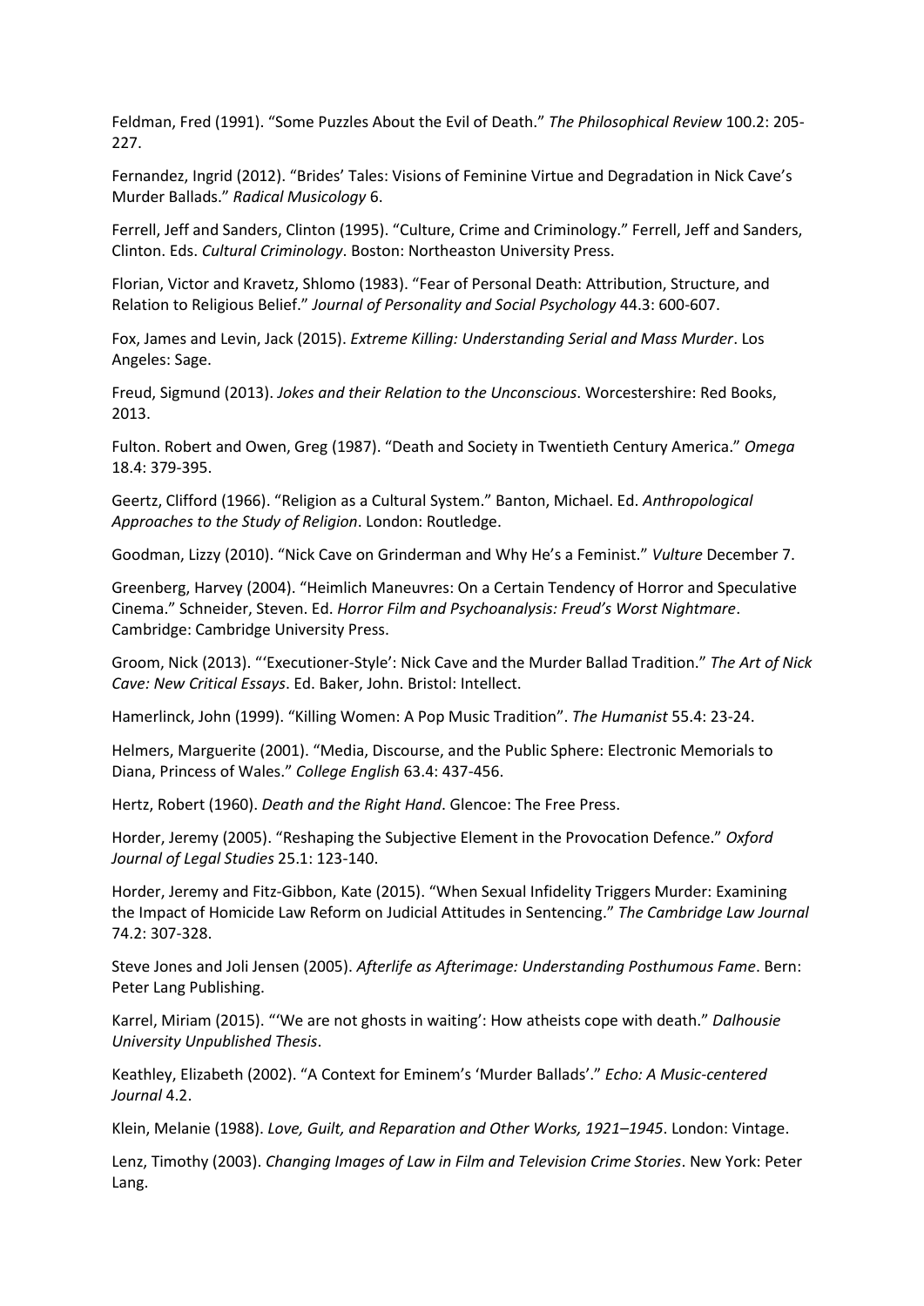Feldman, Fred (1991). "Some Puzzles About the Evil of Death." *The Philosophical Review* 100.2: 205-227.

Fernandez, Ingrid (2012). "Brides' Tales: Visions of Feminine Virtue and Degradation in Nick Cave's Murder Ballads." *Radical Musicology* 6.

Ferrell, Jeff and Sanders, Clinton (1995). "Culture, Crime and Criminology." Ferrell, Jeff and Sanders, Clinton. Eds. *Cultural Criminology*. Boston: Northeaston University Press.

Florian, Victor and Kravetz, Shlomo (1983). "Fear of Personal Death: Attribution, Structure, and Relation to Religious Belief." *Journal of Personality and Social Psychology* 44.3: 600-607.

Fox, James and Levin, Jack (2015). *Extreme Killing: Understanding Serial and Mass Murder*. Los Angeles: Sage.

Freud, Sigmund (2013). *Jokes and their Relation to the Unconscious*. Worcestershire: Red Books, 2013.

Fulton. Robert and Owen, Greg (1987). "Death and Society in Twentieth Century America." *Omega* 18.4: 379-395.

Geertz, Clifford (1966). "Religion as a Cultural System." Banton, Michael. Ed. *Anthropological Approaches to the Study of Religion*. London: Routledge.

Goodman, Lizzy (2010). "Nick Cave on Grinderman and Why He's a Feminist." *Vulture* December 7.

Greenberg, Harvey (2004). "Heimlich Maneuvres: On a Certain Tendency of Horror and Speculative Cinema." Schneider, Steven. Ed. *Horror Film and Psychoanalysis: Freud's Worst Nightmare*. Cambridge: Cambridge University Press.

Groom, Nick (2013). "'Executioner-Style': Nick Cave and the Murder Ballad Tradition." *The Art of Nick Cave: New Critical Essays*. Ed. Baker, John. Bristol: Intellect.

Hamerlinck, John (1999). "Killing Women: A Pop Music Tradition". *The Humanist* 55.4: 23-24.

Helmers, Marguerite (2001). "Media, Discourse, and the Public Sphere: Electronic Memorials to Diana, Princess of Wales." *College English* 63.4: 437-456.

Hertz, Robert (1960). *Death and the Right Hand*. Glencoe: The Free Press.

Horder, Jeremy (2005). "Reshaping the Subjective Element in the Provocation Defence." *Oxford Journal of Legal Studies* 25.1: 123-140.

Horder, Jeremy and Fitz-Gibbon, Kate (2015). "When Sexual Infidelity Triggers Murder: Examining the Impact of Homicide Law Reform on Judicial Attitudes in Sentencing." *The Cambridge Law Journal* 74.2: 307-328.

Steve Jones and Joli Jensen (2005). *Afterlife as Afterimage: Understanding Posthumous Fame*. Bern: Peter Lang Publishing.

Karrel, Miriam (2015). "'We are not ghosts in waiting': How atheists cope with death." *Dalhousie University Unpublished Thesis*.

Keathley, Elizabeth (2002). "A Context for Eminem's 'Murder Ballads'." *Echo: A Music-centered Journal* 4.2.

Klein, Melanie (1988). *Love, Guilt, and Reparation and Other Works, 1921–1945*. London: Vintage.

Lenz, Timothy (2003). *Changing Images of Law in Film and Television Crime Stories*. New York: Peter Lang.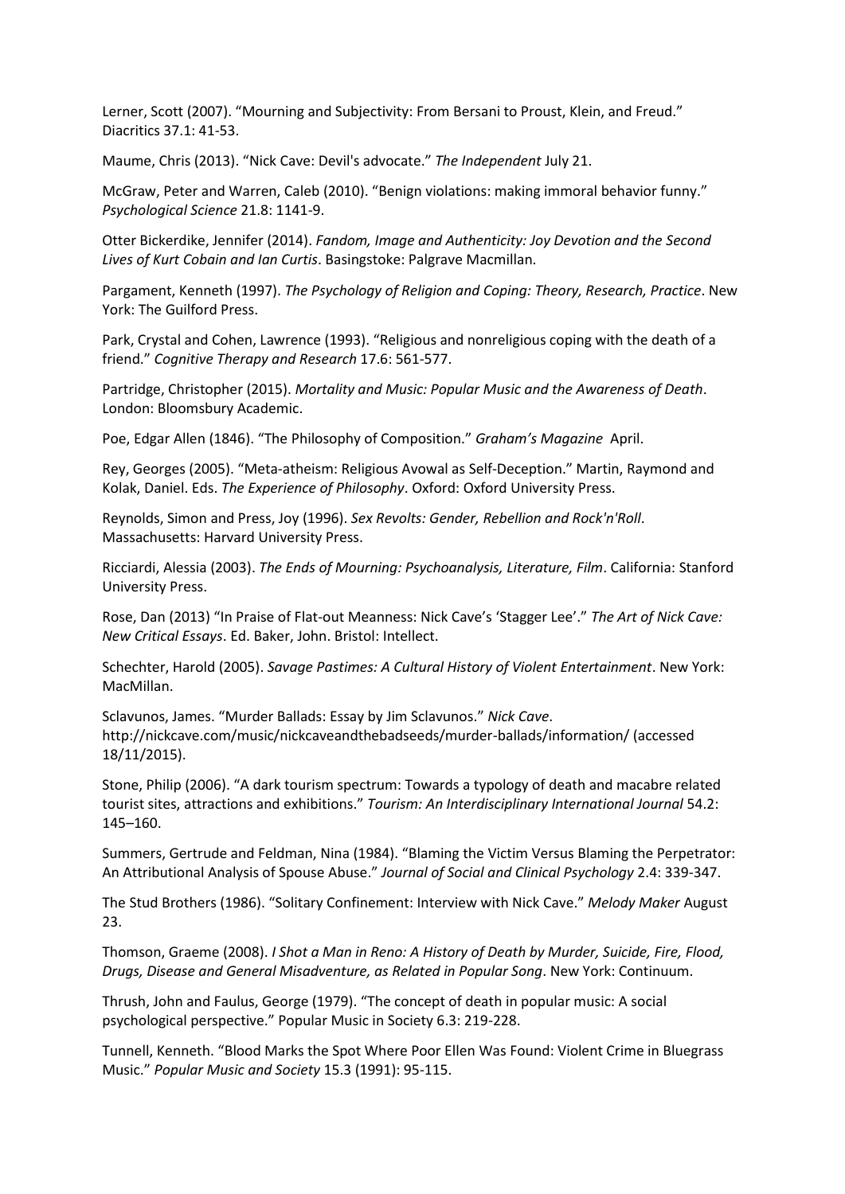Lerner, Scott (2007). "Mourning and Subjectivity: From Bersani to Proust, Klein, and Freud." Diacritics 37.1: 41-53.

Maume, Chris (2013). "Nick Cave: Devil's advocate." *The Independent* July 21.

McGraw, Peter and Warren, Caleb (2010). "Benign violations: making immoral behavior funny." *Psychological Science* 21.8: 1141-9.

Otter Bickerdike, Jennifer (2014). *Fandom, Image and Authenticity: Joy Devotion and the Second Lives of Kurt Cobain and Ian Curtis*. Basingstoke: Palgrave Macmillan.

Pargament, Kenneth (1997). *The Psychology of Religion and Coping: Theory, Research, Practice*. New York: The Guilford Press.

Park, Crystal and Cohen, Lawrence (1993). "Religious and nonreligious coping with the death of a friend." *Cognitive Therapy and Research* 17.6: 561-577.

Partridge, Christopher (2015). *Mortality and Music: Popular Music and the Awareness of Death*. London: Bloomsbury Academic.

Poe, Edgar Allen (1846). "The Philosophy of Composition." *Graham's Magazine* April.

Rey, Georges (2005). "Meta-atheism: Religious Avowal as Self-Deception." Martin, Raymond and Kolak, Daniel. Eds. *The Experience of Philosophy*. Oxford: Oxford University Press.

Reynolds, Simon and Press, Joy (1996). *Sex Revolts: Gender, Rebellion and Rock'n'Roll*. Massachusetts: Harvard University Press.

Ricciardi, Alessia (2003). *The Ends of Mourning: Psychoanalysis, Literature, Film*. California: Stanford University Press.

Rose, Dan (2013) "In Praise of Flat-out Meanness: Nick Cave's 'Stagger Lee'." *The Art of Nick Cave: New Critical Essays*. Ed. Baker, John. Bristol: Intellect.

Schechter, Harold (2005). *Savage Pastimes: A Cultural History of Violent Entertainment*. New York: MacMillan.

Sclavunos, James. "Murder Ballads: Essay by Jim Sclavunos." *Nick Cave*. http://nickcave.com/music/nickcaveandthebadseeds/murder-ballads/information/ (accessed 18/11/2015).

Stone, Philip (2006). "A dark tourism spectrum: Towards a typology of death and macabre related tourist sites, attractions and exhibitions." *Tourism: An Interdisciplinary International Journal* 54.2: 145–160.

Summers, Gertrude and Feldman, Nina (1984). "Blaming the Victim Versus Blaming the Perpetrator: An Attributional Analysis of Spouse Abuse." *Journal of Social and Clinical Psychology* 2.4: 339-347.

The Stud Brothers (1986). "Solitary Confinement: Interview with Nick Cave." *Melody Maker* August 23.

Thomson, Graeme (2008). *I Shot a Man in Reno: A History of Death by Murder, Suicide, Fire, Flood, Drugs, Disease and General Misadventure, as Related in Popular Song*. New York: Continuum.

Thrush, John and Faulus, George (1979). "The concept of death in popular music: A social psychological perspective." Popular Music in Society 6.3: 219-228.

Tunnell, Kenneth. "Blood Marks the Spot Where Poor Ellen Was Found: Violent Crime in Bluegrass Music." *Popular Music and Society* 15.3 (1991): 95-115.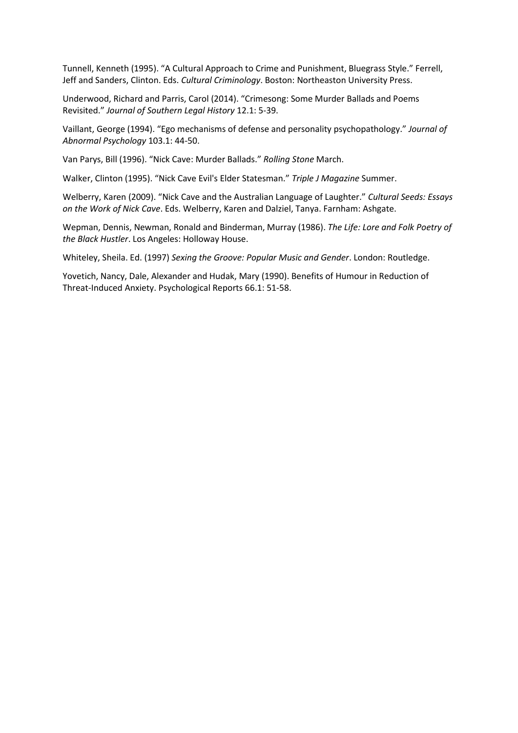Tunnell, Kenneth (1995). “A Cultural Approach to Crime and Punishment, Bluegrass Style.” Ferrell, Jeff and Sanders, Clinton. Eds. *Cultural Criminology*. Boston: Northeaston University Press.

Underwood, Richard and Parris, Carol (2014). “Crimesong: Some Murder Ballads and Poems Revisited.” *Journal of Southern Legal History* 12.1: 5-39.

Vaillant, George (1994). “Ego mechanisms of defense and personality psychopathology.” *Journal of Abnormal Psychology* 103.1: 44-50.

Van Parys, Bill (1996). “Nick Cave: Murder Ballads.” *Rolling Stone* March.

Walker, Clinton (1995). “Nick Cave Evil's Elder Statesman.” *Triple J Magazine* Summer.

Welberry, Karen (2009). “Nick Cave and the Australian Language of Laughter.” *Cultural Seeds: Essays on the Work of Nick Cave*. Eds. Welberry, Karen and Dalziel, Tanya. Farnham: Ashgate.

Wepman, Dennis, Newman, Ronald and Binderman, Murray (1986). *The Life: Lore and Folk Poetry of the Black Hustler*. Los Angeles: Holloway House.

Whiteley, Sheila. Ed. (1997) *Sexing the Groove: Popular Music and Gender*. London: Routledge.

Yovetich, Nancy, Dale, Alexander and Hudak, Mary (1990). Benefits of Humour in Reduction of Threat-Induced Anxiety. Psychological Reports 66.1: 51-58.